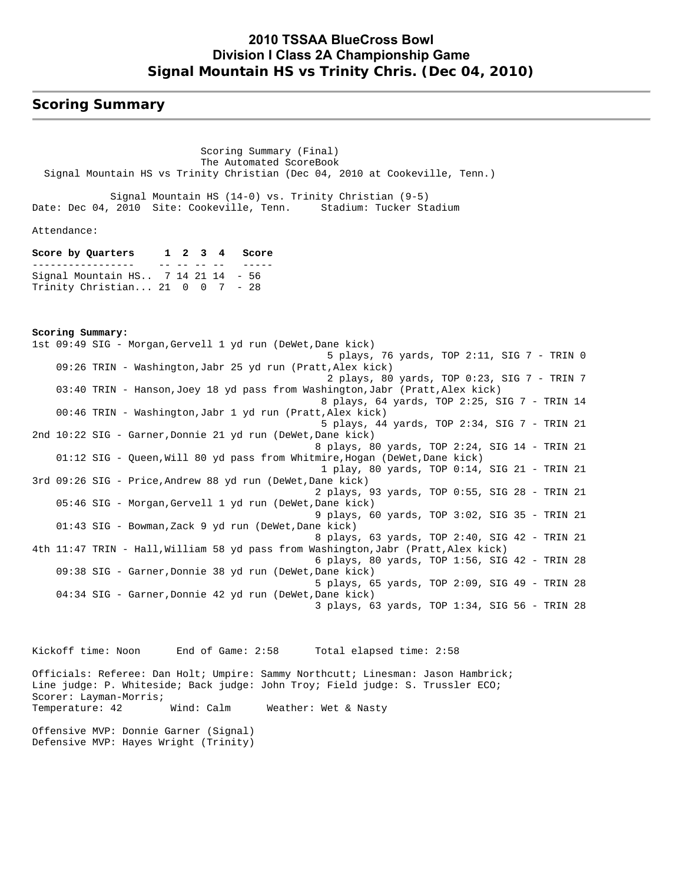# 2010 TSSAA BlueCross Bowl
# Division I Class 2A Championship Game
# Signal Mountain HS vs Trinity Chris. (Dec 04, 2010)

## Scoring Summary

Scoring Summary (Final)
The Automated ScoreBook
Signal Mountain HS vs Trinity Christian (Dec 04, 2010 at Cookeville, Tenn.)

Signal Mountain HS (14-0) vs. Trinity Christian (9-5)
Date: Dec 04, 2010 Site: Cookeville, Tenn. Stadium: Tucker Stadium

Attendance:

| Score by Quarters | 1 | 2 | 3 | 4 | Score |
|---|---|---|---|---|---|
| Signal Mountain HS.. | 7 | 14 | 21 | 14 | - 56 |
| Trinity Christian... | 21 | 0 | 0 | 7 | - 28 |

**Scoring Summary:**

1st 09:49 SIG - Morgan,Gervell 1 yd run (DeWet,Dane kick)
5 plays, 76 yards, TOP 2:11, SIG 7 - TRIN 0

09:26 TRIN - Washington,Jabr 25 yd run (Pratt,Alex kick)
2 plays, 80 yards, TOP 0:23, SIG 7 - TRIN 7

03:40 TRIN - Hanson,Joey 18 yd pass from Washington,Jabr (Pratt,Alex kick)
8 plays, 64 yards, TOP 2:25, SIG 7 - TRIN 14

00:46 TRIN - Washington,Jabr 1 yd run (Pratt,Alex kick)
5 plays, 44 yards, TOP 2:34, SIG 7 - TRIN 21

2nd 10:22 SIG - Garner,Donnie 21 yd run (DeWet,Dane kick)
8 plays, 80 yards, TOP 2:24, SIG 14 - TRIN 21

01:12 SIG - Queen,Will 80 yd pass from Whitmire,Hogan (DeWet,Dane kick)
1 play, 80 yards, TOP 0:14, SIG 21 - TRIN 21

3rd 09:26 SIG - Price,Andrew 88 yd run (DeWet,Dane kick)
2 plays, 93 yards, TOP 0:55, SIG 28 - TRIN 21

05:46 SIG - Morgan,Gervell 1 yd run (DeWet,Dane kick)
9 plays, 60 yards, TOP 3:02, SIG 35 - TRIN 21

01:43 SIG - Bowman,Zack 9 yd run (DeWet,Dane kick)
8 plays, 63 yards, TOP 2:40, SIG 42 - TRIN 21

4th 11:47 TRIN - Hall,William 58 yd pass from Washington,Jabr (Pratt,Alex kick)
6 plays, 80 yards, TOP 1:56, SIG 42 - TRIN 28

09:38 SIG - Garner,Donnie 38 yd run (DeWet,Dane kick)
5 plays, 65 yards, TOP 2:09, SIG 49 - TRIN 28

04:34 SIG - Garner,Donnie 42 yd run (DeWet,Dane kick)
3 plays, 63 yards, TOP 1:34, SIG 56 - TRIN 28

Kickoff time: Noon End of Game: 2:58 Total elapsed time: 2:58

Officials: Referee: Dan Holt; Umpire: Sammy Northcutt; Linesman: Jason Hambrick;
Line judge: P. Whiteside; Back judge: John Troy; Field judge: S. Trussler ECO;
Scorer: Layman-Morris;
Temperature: 42 Wind: Calm Weather: Wet & Nasty

Offensive MVP: Donnie Garner (Signal)
Defensive MVP: Hayes Wright (Trinity)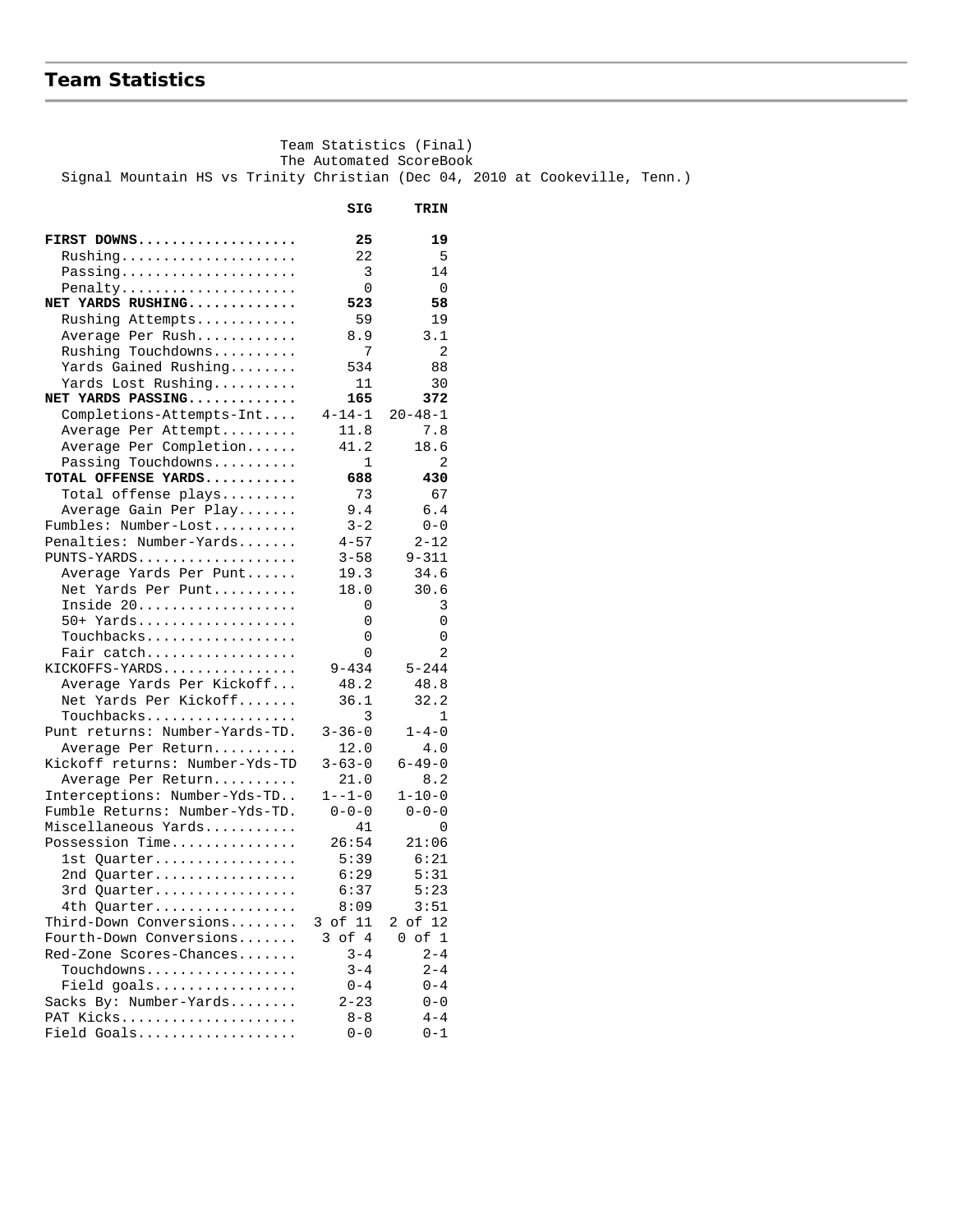## Team Statistics

Team Statistics (Final)
The Automated ScoreBook
Signal Mountain HS vs Trinity Christian (Dec 04, 2010 at Cookeville, Tenn.)

| | SIG | TRIN |
|---|---|---|
| **FIRST DOWNS** | **25** | **19** |
| Rushing | 22 | 5 |
| Passing | 3 | 14 |
| Penalty | 0 | 0 |
| **NET YARDS RUSHING** | **523** | **58** |
| Rushing Attempts | 59 | 19 |
| Average Per Rush | 8.9 | 3.1 |
| Rushing Touchdowns | 7 | 2 |
| Yards Gained Rushing | 534 | 88 |
| Yards Lost Rushing | 11 | 30 |
| **NET YARDS PASSING** | **165** | **372** |
| Completions-Attempts-Int | 4-14-1 | 20-48-1 |
| Average Per Attempt | 11.8 | 7.8 |
| Average Per Completion | 41.2 | 18.6 |
| Passing Touchdowns | 1 | 2 |
| **TOTAL OFFENSE YARDS** | **688** | **430** |
| Total offense plays | 73 | 67 |
| Average Gain Per Play | 9.4 | 6.4 |
| Fumbles: Number-Lost | 3-2 | 0-0 |
| Penalties: Number-Yards | 4-57 | 2-12 |
| PUNTS-YARDS | 3-58 | 9-311 |
| Average Yards Per Punt | 19.3 | 34.6 |
| Net Yards Per Punt | 18.0 | 30.6 |
| Inside 20 | 0 | 3 |
| 50+ Yards | 0 | 0 |
| Touchbacks | 0 | 0 |
| Fair catch | 0 | 2 |
| KICKOFFS-YARDS | 9-434 | 5-244 |
| Average Yards Per Kickoff | 48.2 | 48.8 |
| Net Yards Per Kickoff | 36.1 | 32.2 |
| Touchbacks | 3 | 1 |
| Punt returns: Number-Yards-TD | 3-36-0 | 1-4-0 |
| Average Per Return | 12.0 | 4.0 |
| Kickoff returns: Number-Yds-TD | 3-63-0 | 6-49-0 |
| Average Per Return | 21.0 | 8.2 |
| Interceptions: Number-Yds-TD | 1--1-0 | 1-10-0 |
| Fumble Returns: Number-Yds-TD | 0-0-0 | 0-0-0 |
| Miscellaneous Yards | 41 | 0 |
| Possession Time | 26:54 | 21:06 |
| 1st Quarter | 5:39 | 6:21 |
| 2nd Quarter | 6:29 | 5:31 |
| 3rd Quarter | 6:37 | 5:23 |
| 4th Quarter | 8:09 | 3:51 |
| Third-Down Conversions | 3 of 11 | 2 of 12 |
| Fourth-Down Conversions | 3 of 4 | 0 of 1 |
| Red-Zone Scores-Chances | 3-4 | 2-4 |
| Touchdowns | 3-4 | 2-4 |
| Field goals | 0-4 | 0-4 |
| Sacks By: Number-Yards | 2-23 | 0-0 |
| PAT Kicks | 8-8 | 4-4 |
| Field Goals | 0-0 | 0-1 |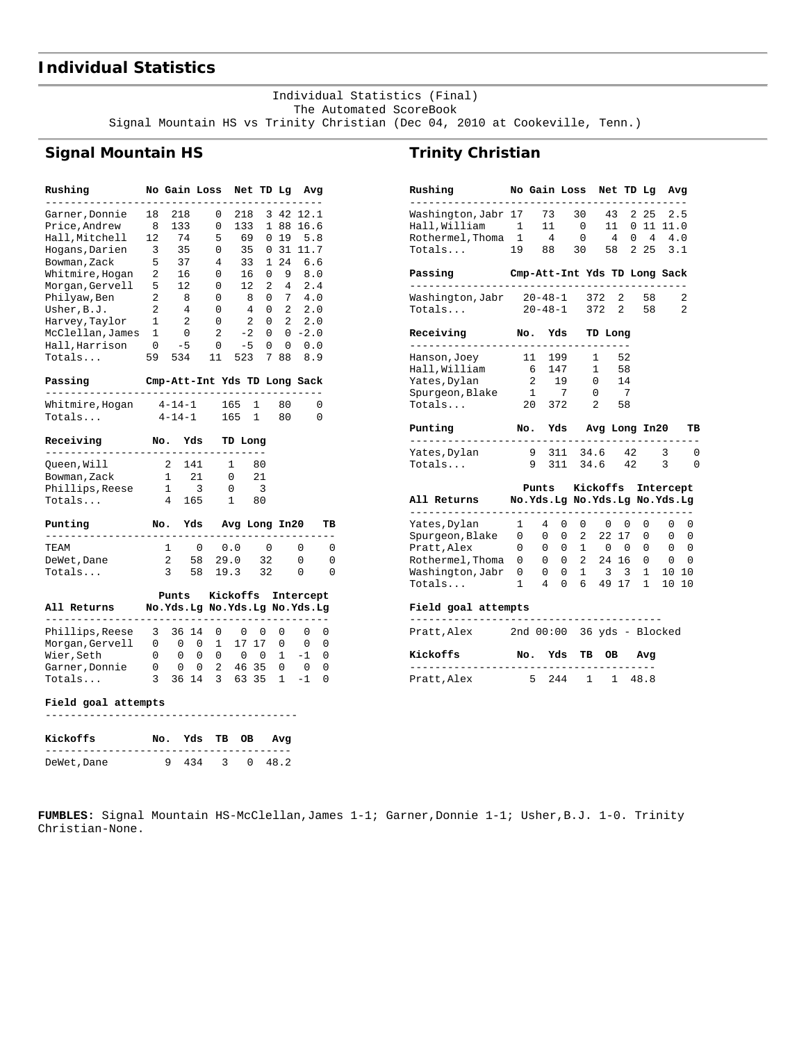# Individual Statistics

Individual Statistics (Final)
The Automated ScoreBook
Signal Mountain HS vs Trinity Christian (Dec 04, 2010 at Cookeville, Tenn.)

## Signal Mountain HS

| Rushing | No | Gain | Loss | Net | TD | Lg | Avg |
|---|---|---|---|---|---|---|---|
| Garner,Donnie | 18 | 218 | 0 | 218 | 3 | 42 | 12.1 |
| Price,Andrew | 8 | 133 | 0 | 133 | 1 | 88 | 16.6 |
| Hall,Mitchell | 12 | 74 | 5 | 69 | 0 | 19 | 5.8 |
| Hogans,Darien | 3 | 35 | 0 | 35 | 0 | 31 | 11.7 |
| Bowman,Zack | 5 | 37 | 4 | 33 | 1 | 24 | 6.6 |
| Whitmire,Hogan | 2 | 16 | 0 | 16 | 0 | 9 | 8.0 |
| Morgan,Gervell | 5 | 12 | 0 | 12 | 2 | 4 | 2.4 |
| Philyaw,Ben | 2 | 8 | 0 | 8 | 0 | 7 | 4.0 |
| Usher,B.J. | 2 | 4 | 0 | 4 | 0 | 2 | 2.0 |
| Harvey,Taylor | 1 | 2 | 0 | 2 | 0 | 2 | 2.0 |
| McClellan,James | 1 | 0 | 2 | -2 | 0 | 0 | -2.0 |
| Hall,Harrison | 0 | -5 | 0 | -5 | 0 | 0 | 0.0 |
| Totals... | 59 | 534 | 11 | 523 | 7 | 88 | 8.9 |

| Passing | Cmp-Att-Int | Yds | TD | Long | Sack |
|---|---|---|---|---|---|
| Whitmire,Hogan | 4-14-1 | 165 | 1 | 80 | 0 |
| Totals... | 4-14-1 | 165 | 1 | 80 | 0 |

| Receiving | No. | Yds | TD | Long |
|---|---|---|---|---|
| Queen,Will | 2 | 141 | 1 | 80 |
| Bowman,Zack | 1 | 21 | 0 | 21 |
| Phillips,Reese | 1 | 3 | 0 | 3 |
| Totals... | 4 | 165 | 1 | 80 |

| Punting | No. | Yds | Avg | Long | In20 | TB |
|---|---|---|---|---|---|---|
| TEAM | 1 | 0 | 0.0 | 0 | 0 | 0 |
| DeWet,Dane | 2 | 58 | 29.0 | 32 | 0 | 0 |
| Totals... | 3 | 58 | 19.3 | 32 | 0 | 0 |

| All Returns | Punts No. | Yds | Lg | Kickoffs No. | Yds | Lg | Intercept No. | Yds | Lg |
|---|---|---|---|---|---|---|---|---|---|
| Phillips,Reese | 3 | 36 | 14 | 0 | 0 | 0 | 0 | 0 | 0 |
| Morgan,Gervell | 0 | 0 | 0 | 1 | 17 | 17 | 0 | 0 | 0 |
| Wier,Seth | 0 | 0 | 0 | 0 | 0 | 0 | 1 | -1 | 0 |
| Garner,Donnie | 0 | 0 | 0 | 2 | 46 | 35 | 0 | 0 | 0 |
| Totals... | 3 | 36 | 14 | 3 | 63 | 35 | 1 | -1 | 0 |

**Field goal attempts**

| Kickoffs | No. | Yds | TB | OB | Avg |
|---|---|---|---|---|---|
| DeWet,Dane | 9 | 434 | 3 | 0 | 48.2 |

## Trinity Christian

| Rushing | No | Gain | Loss | Net | TD | Lg | Avg |
|---|---|---|---|---|---|---|---|
| Washington,Jabr | 17 | 73 | 30 | 43 | 2 | 25 | 2.5 |
| Hall,William | 1 | 11 | 0 | 11 | 0 | 11 | 11.0 |
| Rothermel,Thoma | 1 | 4 | 0 | 4 | 0 | 4 | 4.0 |
| Totals... | 19 | 88 | 30 | 58 | 2 | 25 | 3.1 |

| Passing | Cmp-Att-Int | Yds | TD | Long | Sack |
|---|---|---|---|---|---|
| Washington,Jabr | 20-48-1 | 372 | 2 | 58 | 2 |
| Totals... | 20-48-1 | 372 | 2 | 58 | 2 |

| Receiving | No. | Yds | TD | Long |
|---|---|---|---|---|
| Hanson,Joey | 11 | 199 | 1 | 52 |
| Hall,William | 6 | 147 | 1 | 58 |
| Yates,Dylan | 2 | 19 | 0 | 14 |
| Spurgeon,Blake | 1 | 7 | 0 | 7 |
| Totals... | 20 | 372 | 2 | 58 |

| Punting | No. | Yds | Avg | Long | In20 | TB |
|---|---|---|---|---|---|---|
| Yates,Dylan | 9 | 311 | 34.6 | 42 | 3 | 0 |
| Totals... | 9 | 311 | 34.6 | 42 | 3 | 0 |

| All Returns | Punts No. | Yds | Lg | Kickoffs No. | Yds | Lg | Intercept No. | Yds | Lg |
|---|---|---|---|---|---|---|---|---|---|
| Yates,Dylan | 1 | 4 | 0 | 0 | 0 | 0 | 0 | 0 | 0 |
| Spurgeon,Blake | 0 | 0 | 0 | 2 | 22 | 17 | 0 | 0 | 0 |
| Pratt,Alex | 0 | 0 | 0 | 1 | 0 | 0 | 0 | 0 | 0 |
| Rothermel,Thoma | 0 | 0 | 0 | 2 | 24 | 16 | 0 | 0 | 0 |
| Washington,Jabr | 0 | 0 | 0 | 1 | 3 | 3 | 1 | 10 | 10 |
| Totals... | 1 | 4 | 0 | 6 | 49 | 17 | 1 | 10 | 10 |

**Field goal attempts**

Pratt,Alex 2nd 00:00 36 yds - Blocked

| Kickoffs | No. | Yds | TB | OB | Avg |
|---|---|---|---|---|---|
| Pratt,Alex | 5 | 244 | 1 | 1 | 48.8 |

**FUMBLES:** Signal Mountain HS-McClellan,James 1-1; Garner,Donnie 1-1; Usher,B.J. 1-0. Trinity Christian-None.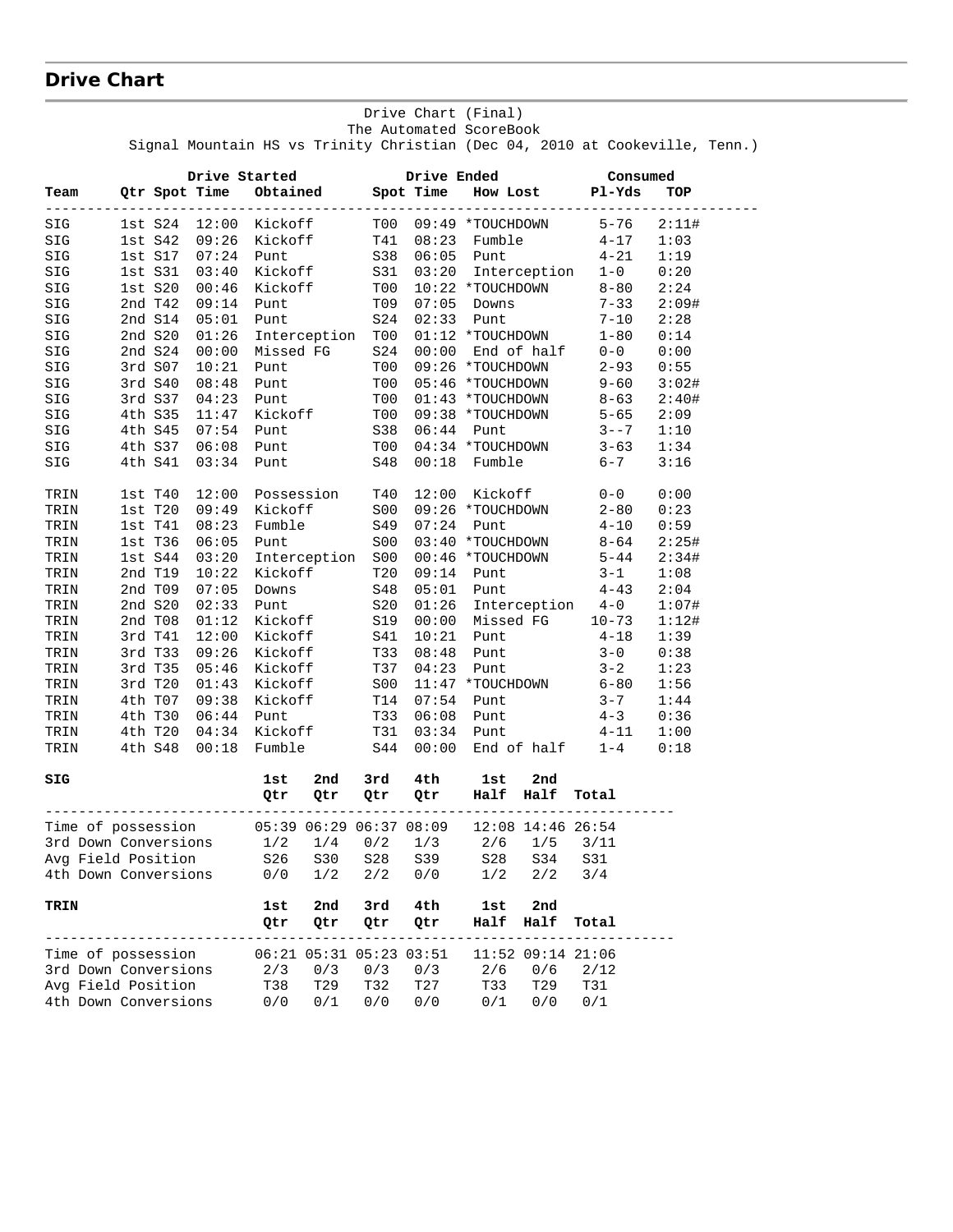## Drive Chart

Drive Chart (Final)
The Automated ScoreBook
Signal Mountain HS vs Trinity Christian (Dec 04, 2010 at Cookeville, Tenn.)

| Team | Qtr | Spot | Time | Obtained | Spot | Time | How Lost | Pl-Yds | TOP |
|---|---|---|---|---|---|---|---|---|---|
| | Drive Started | | | | Drive Ended | | | Consumed | |
| SIG | 1st | S24 | 12:00 | Kickoff | T00 | 09:49 | *TOUCHDOWN | 5-76 | 2:11# |
| SIG | 1st | S42 | 09:26 | Kickoff | T41 | 08:23 | Fumble | 4-17 | 1:03 |
| SIG | 1st | S17 | 07:24 | Punt | S38 | 06:05 | Punt | 4-21 | 1:19 |
| SIG | 1st | S31 | 03:40 | Kickoff | S31 | 03:20 | Interception | 1-0 | 0:20 |
| SIG | 1st | S20 | 00:46 | Kickoff | T00 | 10:22 | *TOUCHDOWN | 8-80 | 2:24 |
| SIG | 2nd | T42 | 09:14 | Punt | T09 | 07:05 | Downs | 7-33 | 2:09# |
| SIG | 2nd | S14 | 05:01 | Punt | S24 | 02:33 | Punt | 7-10 | 2:28 |
| SIG | 2nd | S20 | 01:26 | Interception | T00 | 01:12 | *TOUCHDOWN | 1-80 | 0:14 |
| SIG | 2nd | S24 | 00:00 | Missed FG | S24 | 00:00 | End of half | 0-0 | 0:00 |
| SIG | 3rd | S07 | 10:21 | Punt | T00 | 09:26 | *TOUCHDOWN | 2-93 | 0:55 |
| SIG | 3rd | S40 | 08:48 | Punt | T00 | 05:46 | *TOUCHDOWN | 9-60 | 3:02# |
| SIG | 3rd | S37 | 04:23 | Punt | T00 | 01:43 | *TOUCHDOWN | 8-63 | 2:40# |
| SIG | 4th | S35 | 11:47 | Kickoff | T00 | 09:38 | *TOUCHDOWN | 5-65 | 2:09 |
| SIG | 4th | S45 | 07:54 | Punt | S38 | 06:44 | Punt | 3--7 | 1:10 |
| SIG | 4th | S37 | 06:08 | Punt | T00 | 04:34 | *TOUCHDOWN | 3-63 | 1:34 |
| SIG | 4th | S41 | 03:34 | Punt | S48 | 00:18 | Fumble | 6-7 | 3:16 |
| TRIN | 1st | T40 | 12:00 | Possession | T40 | 12:00 | Kickoff | 0-0 | 0:00 |
| TRIN | 1st | T20 | 09:49 | Kickoff | S00 | 09:26 | *TOUCHDOWN | 2-80 | 0:23 |
| TRIN | 1st | T41 | 08:23 | Fumble | S49 | 07:24 | Punt | 4-10 | 0:59 |
| TRIN | 1st | T36 | 06:05 | Punt | S00 | 03:40 | *TOUCHDOWN | 8-64 | 2:25# |
| TRIN | 1st | S44 | 03:20 | Interception | S00 | 00:46 | *TOUCHDOWN | 5-44 | 2:34# |
| TRIN | 2nd | T19 | 10:22 | Kickoff | T20 | 09:14 | Punt | 3-1 | 1:08 |
| TRIN | 2nd | T09 | 07:05 | Downs | S48 | 05:01 | Punt | 4-43 | 2:04 |
| TRIN | 2nd | S20 | 02:33 | Punt | S20 | 01:26 | Interception | 4-0 | 1:07# |
| TRIN | 2nd | T08 | 01:12 | Kickoff | S19 | 00:00 | Missed FG | 10-73 | 1:12# |
| TRIN | 3rd | T41 | 12:00 | Kickoff | S41 | 10:21 | Punt | 4-18 | 1:39 |
| TRIN | 3rd | T33 | 09:26 | Kickoff | T33 | 08:48 | Punt | 3-0 | 0:38 |
| TRIN | 3rd | T35 | 05:46 | Kickoff | T37 | 04:23 | Punt | 3-2 | 1:23 |
| TRIN | 3rd | T20 | 01:43 | Kickoff | S00 | 11:47 | *TOUCHDOWN | 6-80 | 1:56 |
| TRIN | 4th | T07 | 09:38 | Kickoff | T14 | 07:54 | Punt | 3-7 | 1:44 |
| TRIN | 4th | T30 | 06:44 | Punt | T33 | 06:08 | Punt | 4-3 | 0:36 |
| TRIN | 4th | T20 | 04:34 | Kickoff | T31 | 03:34 | Punt | 4-11 | 1:00 |
| TRIN | 4th | S48 | 00:18 | Fumble | S44 | 00:00 | End of half | 1-4 | 0:18 |

| SIG | 1st Qtr | 2nd Qtr | 3rd Qtr | 4th Qtr | 1st Half | 2nd Half | Total |
|---|---|---|---|---|---|---|---|
| Time of possession | 05:39 | 06:29 | 06:37 | 08:09 | 12:08 | 14:46 | 26:54 |
| 3rd Down Conversions | 1/2 | 1/4 | 0/2 | 1/3 | 2/6 | 1/5 | 3/11 |
| Avg Field Position | S26 | S30 | S28 | S39 | S28 | S34 | S31 |
| 4th Down Conversions | 0/0 | 1/2 | 2/2 | 0/0 | 1/2 | 2/2 | 3/4 |

| TRIN | 1st Qtr | 2nd Qtr | 3rd Qtr | 4th Qtr | 1st Half | 2nd Half | Total |
|---|---|---|---|---|---|---|---|
| Time of possession | 06:21 | 05:31 | 05:23 | 03:51 | 11:52 | 09:14 | 21:06 |
| 3rd Down Conversions | 2/3 | 0/3 | 0/3 | 0/3 | 2/6 | 0/6 | 2/12 |
| Avg Field Position | T38 | T29 | T32 | T27 | T33 | T29 | T31 |
| 4th Down Conversions | 0/0 | 0/1 | 0/0 | 0/0 | 0/1 | 0/0 | 0/1 |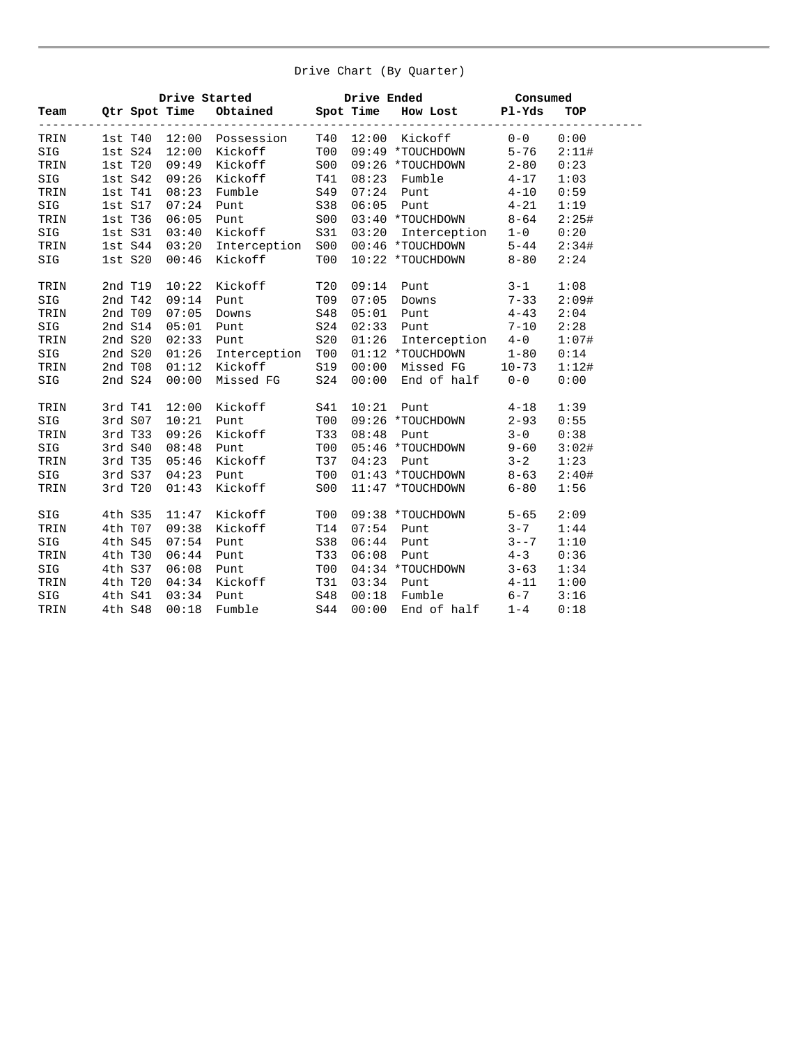Drive Chart (By Quarter)

| Team | Qtr | Drive Started Spot | Time | Obtained | Drive Ended Spot | Time | How Lost | Consumed Pl-Yds | TOP |
|---|---|---|---|---|---|---|---|---|---|
| TRIN | 1st | T40 | 12:00 | Possession | T40 | 12:00 | Kickoff | 0-0 | 0:00 |
| SIG | 1st | S24 | 12:00 | Kickoff | T00 | 09:49 | *TOUCHDOWN | 5-76 | 2:11# |
| TRIN | 1st | T20 | 09:49 | Kickoff | S00 | 09:26 | *TOUCHDOWN | 2-80 | 0:23 |
| SIG | 1st | S42 | 09:26 | Kickoff | T41 | 08:23 | Fumble | 4-17 | 1:03 |
| TRIN | 1st | T41 | 08:23 | Fumble | S49 | 07:24 | Punt | 4-10 | 0:59 |
| SIG | 1st | S17 | 07:24 | Punt | S38 | 06:05 | Punt | 4-21 | 1:19 |
| TRIN | 1st | T36 | 06:05 | Punt | S00 | 03:40 | *TOUCHDOWN | 8-64 | 2:25# |
| SIG | 1st | S31 | 03:40 | Kickoff | S31 | 03:20 | Interception | 1-0 | 0:20 |
| TRIN | 1st | S44 | 03:20 | Interception | S00 | 00:46 | *TOUCHDOWN | 5-44 | 2:34# |
| SIG | 1st | S20 | 00:46 | Kickoff | T00 | 10:22 | *TOUCHDOWN | 8-80 | 2:24 |
| TRIN | 2nd | T19 | 10:22 | Kickoff | T20 | 09:14 | Punt | 3-1 | 1:08 |
| SIG | 2nd | T42 | 09:14 | Punt | T09 | 07:05 | Downs | 7-33 | 2:09# |
| TRIN | 2nd | T09 | 07:05 | Downs | S48 | 05:01 | Punt | 4-43 | 2:04 |
| SIG | 2nd | S14 | 05:01 | Punt | S24 | 02:33 | Punt | 7-10 | 2:28 |
| TRIN | 2nd | S20 | 02:33 | Punt | S20 | 01:26 | Interception | 4-0 | 1:07# |
| SIG | 2nd | S20 | 01:26 | Interception | T00 | 01:12 | *TOUCHDOWN | 1-80 | 0:14 |
| TRIN | 2nd | T08 | 01:12 | Kickoff | S19 | 00:00 | Missed FG | 10-73 | 1:12# |
| SIG | 2nd | S24 | 00:00 | Missed FG | S24 | 00:00 | End of half | 0-0 | 0:00 |
| TRIN | 3rd | T41 | 12:00 | Kickoff | S41 | 10:21 | Punt | 4-18 | 1:39 |
| SIG | 3rd | S07 | 10:21 | Punt | T00 | 09:26 | *TOUCHDOWN | 2-93 | 0:55 |
| TRIN | 3rd | T33 | 09:26 | Kickoff | T33 | 08:48 | Punt | 3-0 | 0:38 |
| SIG | 3rd | S40 | 08:48 | Punt | T00 | 05:46 | *TOUCHDOWN | 9-60 | 3:02# |
| TRIN | 3rd | T35 | 05:46 | Kickoff | T37 | 04:23 | Punt | 3-2 | 1:23 |
| SIG | 3rd | S37 | 04:23 | Punt | T00 | 01:43 | *TOUCHDOWN | 8-63 | 2:40# |
| TRIN | 3rd | T20 | 01:43 | Kickoff | S00 | 11:47 | *TOUCHDOWN | 6-80 | 1:56 |
| SIG | 4th | S35 | 11:47 | Kickoff | T00 | 09:38 | *TOUCHDOWN | 5-65 | 2:09 |
| TRIN | 4th | T07 | 09:38 | Kickoff | T14 | 07:54 | Punt | 3-7 | 1:44 |
| SIG | 4th | S45 | 07:54 | Punt | S38 | 06:44 | Punt | 3--7 | 1:10 |
| TRIN | 4th | T30 | 06:44 | Punt | T33 | 06:08 | Punt | 4-3 | 0:36 |
| SIG | 4th | S37 | 06:08 | Punt | T00 | 04:34 | *TOUCHDOWN | 3-63 | 1:34 |
| TRIN | 4th | T20 | 04:34 | Kickoff | T31 | 03:34 | Punt | 4-11 | 1:00 |
| SIG | 4th | S41 | 03:34 | Punt | S48 | 00:18 | Fumble | 6-7 | 3:16 |
| TRIN | 4th | S48 | 00:18 | Fumble | S44 | 00:00 | End of half | 1-4 | 0:18 |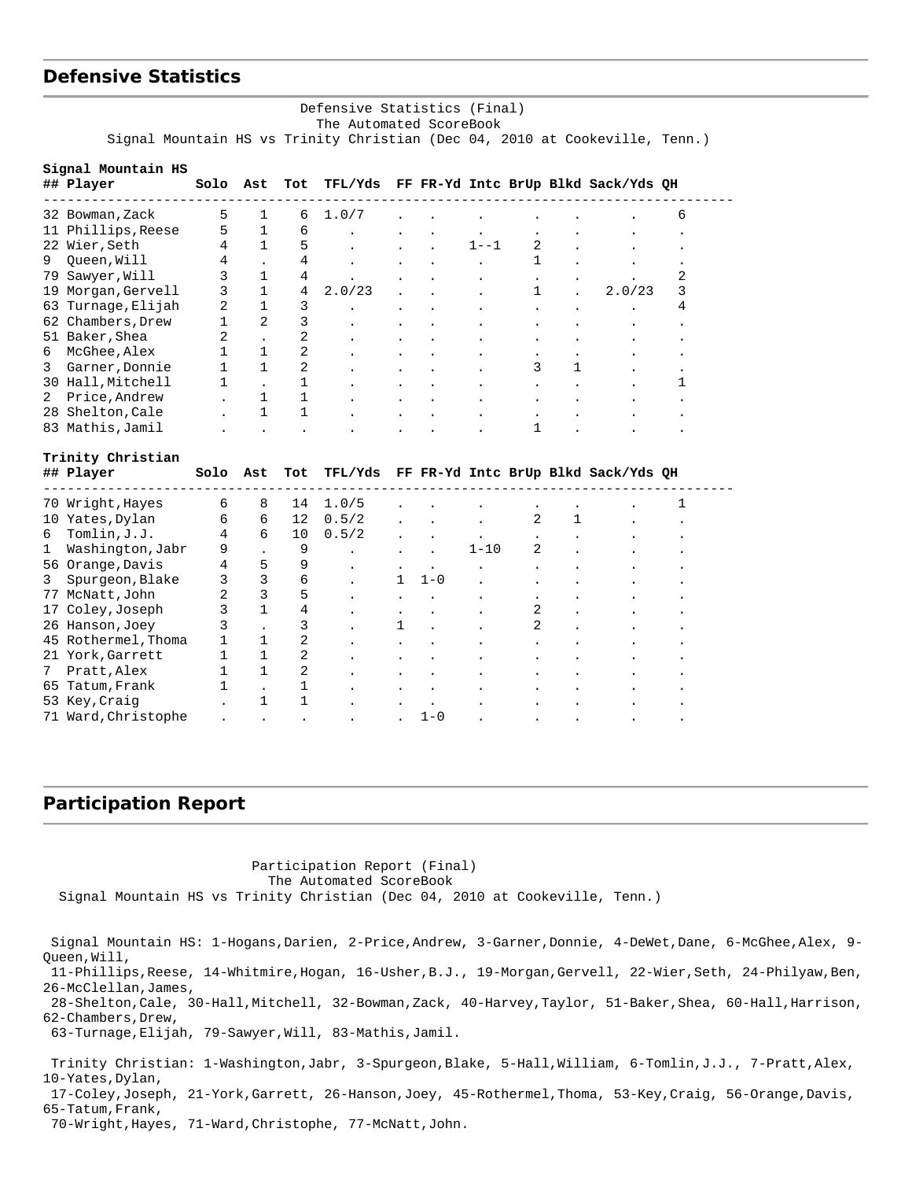## Defensive Statistics

Defensive Statistics (Final)
The Automated ScoreBook
Signal Mountain HS vs Trinity Christian (Dec 04, 2010 at Cookeville, Tenn.)

**Signal Mountain HS**

| ## | Player | Solo | Ast | Tot | TFL/Yds | FF | FR-Yd | Intc | BrUp | Blkd | Sack/Yds | QH |
|---|---|---|---|---|---|---|---|---|---|---|---|---|
| 32 | Bowman,Zack | 5 | 1 | 6 | 1.0/7 | . | . | . | . | . | . | 6 |
| 11 | Phillips,Reese | 5 | 1 | 6 | . | . | . | . | . | . | . | . |
| 22 | Wier,Seth | 4 | 1 | 5 | . | . | . | 1--1 | 2 | . | . | . |
| 9 | Queen,Will | 4 | . | 4 | . | . | . | . | 1 | . | . | . |
| 79 | Sawyer,Will | 3 | 1 | 4 | . | . | . | . | . | . | . | 2 |
| 19 | Morgan,Gervell | 3 | 1 | 4 | 2.0/23 | . | . | . | 1 | . | 2.0/23 | 3 |
| 63 | Turnage,Elijah | 2 | 1 | 3 | . | . | . | . | . | . | . | 4 |
| 62 | Chambers,Drew | 1 | 2 | 3 | . | . | . | . | . | . | . | . |
| 51 | Baker,Shea | 2 | . | 2 | . | . | . | . | . | . | . | . |
| 6 | McGhee,Alex | 1 | 1 | 2 | . | . | . | . | . | . | . | . |
| 3 | Garner,Donnie | 1 | 1 | 2 | . | . | . | . | 3 | 1 | . | . |
| 30 | Hall,Mitchell | 1 | . | 1 | . | . | . | . | . | . | . | 1 |
| 2 | Price,Andrew | . | 1 | 1 | . | . | . | . | . | . | . | . |
| 28 | Shelton,Cale | . | 1 | 1 | . | . | . | . | . | . | . | . |
| 83 | Mathis,Jamil | . | . | . | . | . | . | . | 1 | . | . | . |

**Trinity Christian**

| ## | Player | Solo | Ast | Tot | TFL/Yds | FF | FR-Yd | Intc | BrUp | Blkd | Sack/Yds | QH |
|---|---|---|---|---|---|---|---|---|---|---|---|---|
| 70 | Wright,Hayes | 6 | 8 | 14 | 1.0/5 | . | . | . | . | . | . | 1 |
| 10 | Yates,Dylan | 6 | 6 | 12 | 0.5/2 | . | . | . | 2 | 1 | . | . |
| 6 | Tomlin,J.J. | 4 | 6 | 10 | 0.5/2 | . | . | . | . | . | . | . |
| 1 | Washington,Jabr | 9 | . | 9 | . | . | . | 1-10 | 2 | . | . | . |
| 56 | Orange,Davis | 4 | 5 | 9 | . | . | . | . | . | . | . | . |
| 3 | Spurgeon,Blake | 3 | 3 | 6 | . | 1 | 1-0 | . | . | . | . | . |
| 77 | McNatt,John | 2 | 3 | 5 | . | . | . | . | . | . | . | . |
| 17 | Coley,Joseph | 3 | 1 | 4 | . | . | . | . | 2 | . | . | . |
| 26 | Hanson,Joey | 3 | . | 3 | . | 1 | . | . | 2 | . | . | . |
| 45 | Rothermel,Thoma | 1 | 1 | 2 | . | . | . | . | . | . | . | . |
| 21 | York,Garrett | 1 | 1 | 2 | . | . | . | . | . | . | . | . |
| 7 | Pratt,Alex | 1 | 1 | 2 | . | . | . | . | . | . | . | . |
| 65 | Tatum,Frank | 1 | . | 1 | . | . | . | . | . | . | . | . |
| 53 | Key,Craig | . | 1 | 1 | . | . | . | . | . | . | . | . |
| 71 | Ward,Christophe | . | . | . | . | . | 1-0 | . | . | . | . | . |

## Participation Report

Participation Report (Final)
The Automated ScoreBook
Signal Mountain HS vs Trinity Christian (Dec 04, 2010 at Cookeville, Tenn.)

Signal Mountain HS: 1-Hogans,Darien, 2-Price,Andrew, 3-Garner,Donnie, 4-DeWet,Dane, 6-McGhee,Alex, 9-Queen,Will, 11-Phillips,Reese, 14-Whitmire,Hogan, 16-Usher,B.J., 19-Morgan,Gervell, 22-Wier,Seth, 24-Philyaw,Ben, 26-McClellan,James, 28-Shelton,Cale, 30-Hall,Mitchell, 32-Bowman,Zack, 40-Harvey,Taylor, 51-Baker,Shea, 60-Hall,Harrison, 62-Chambers,Drew, 63-Turnage,Elijah, 79-Sawyer,Will, 83-Mathis,Jamil.

Trinity Christian: 1-Washington,Jabr, 3-Spurgeon,Blake, 5-Hall,William, 6-Tomlin,J.J., 7-Pratt,Alex, 10-Yates,Dylan, 17-Coley,Joseph, 21-York,Garrett, 26-Hanson,Joey, 45-Rothermel,Thoma, 53-Key,Craig, 56-Orange,Davis, 65-Tatum,Frank, 70-Wright,Hayes, 71-Ward,Christophe, 77-McNatt,John.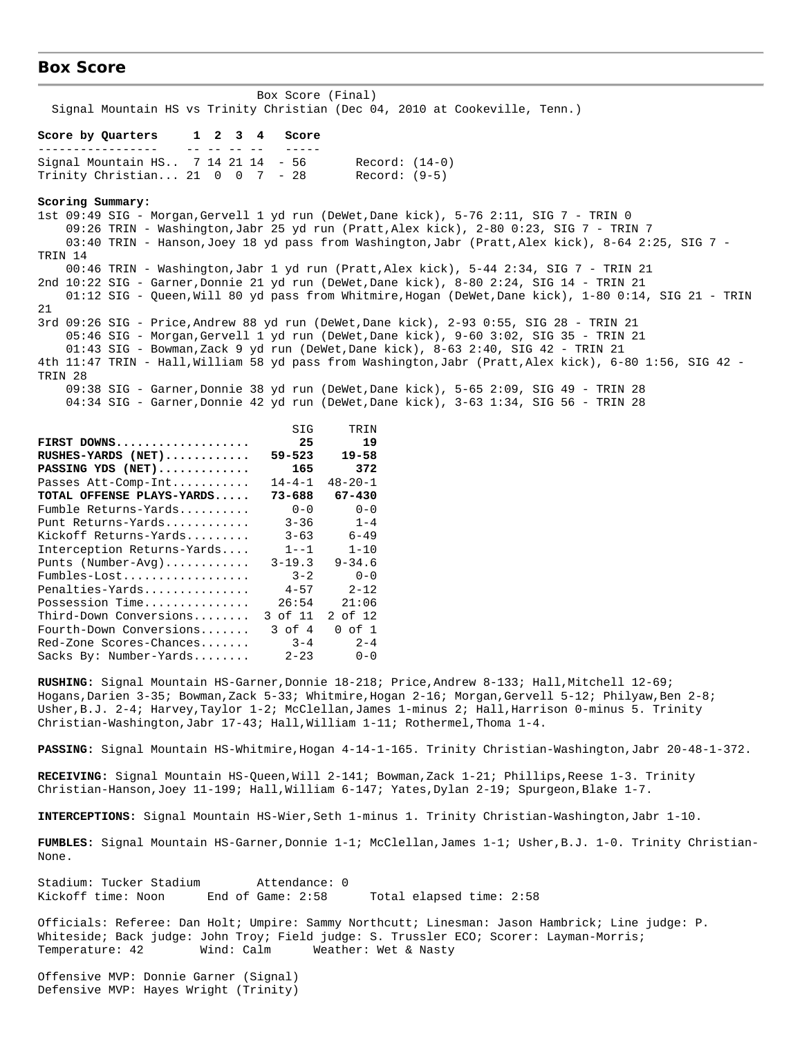## Box Score

Box Score (Final)
Signal Mountain HS vs Trinity Christian (Dec 04, 2010 at Cookeville, Tenn.)

| Score by Quarters | 1 | 2 | 3 | 4 | Score | |
|---|---|---|---|---|---|---|
| Signal Mountain HS.. | 7 | 14 | 21 | 14 | 56 | Record: (14-0) |
| Trinity Christian... | 21 | 0 | 0 | 7 | 28 | Record: (9-5) |

**Scoring Summary:**

1st 09:49 SIG - Morgan,Gervell 1 yd run (DeWet,Dane kick), 5-76 2:11, SIG 7 - TRIN 0
09:26 TRIN - Washington,Jabr 25 yd run (Pratt,Alex kick), 2-80 0:23, SIG 7 - TRIN 7
03:40 TRIN - Hanson,Joey 18 yd pass from Washington,Jabr (Pratt,Alex kick), 8-64 2:25, SIG 7 - TRIN 14
00:46 TRIN - Washington,Jabr 1 yd run (Pratt,Alex kick), 5-44 2:34, SIG 7 - TRIN 21
2nd 10:22 SIG - Garner,Donnie 21 yd run (DeWet,Dane kick), 8-80 2:24, SIG 14 - TRIN 21
01:12 SIG - Queen,Will 80 yd pass from Whitmire,Hogan (DeWet,Dane kick), 1-80 0:14, SIG 21 - TRIN 21
3rd 09:26 SIG - Price,Andrew 88 yd run (DeWet,Dane kick), 2-93 0:55, SIG 28 - TRIN 21
05:46 SIG - Morgan,Gervell 1 yd run (DeWet,Dane kick), 9-60 3:02, SIG 35 - TRIN 21
01:43 SIG - Bowman,Zack 9 yd run (DeWet,Dane kick), 8-63 2:40, SIG 42 - TRIN 21
4th 11:47 TRIN - Hall,William 58 yd pass from Washington,Jabr (Pratt,Alex kick), 6-80 1:56, SIG 42 - TRIN 28
09:38 SIG - Garner,Donnie 38 yd run (DeWet,Dane kick), 5-65 2:09, SIG 49 - TRIN 28
04:34 SIG - Garner,Donnie 42 yd run (DeWet,Dane kick), 3-63 1:34, SIG 56 - TRIN 28

| | SIG | TRIN |
|---|---|---|
| **FIRST DOWNS** | **25** | **19** |
| **RUSHES-YARDS (NET)** | **59-523** | **19-58** |
| **PASSING YDS (NET)** | **165** | **372** |
| Passes Att-Comp-Int | 14-4-1 | 48-20-1 |
| **TOTAL OFFENSE PLAYS-YARDS** | **73-688** | **67-430** |
| Fumble Returns-Yards | 0-0 | 0-0 |
| Punt Returns-Yards | 3-36 | 1-4 |
| Kickoff Returns-Yards | 3-63 | 6-49 |
| Interception Returns-Yards | 1--1 | 1-10 |
| Punts (Number-Avg) | 3-19.3 | 9-34.6 |
| Fumbles-Lost | 3-2 | 0-0 |
| Penalties-Yards | 4-57 | 2-12 |
| Possession Time | 26:54 | 21:06 |
| Third-Down Conversions | 3 of 11 | 2 of 12 |
| Fourth-Down Conversions | 3 of 4 | 0 of 1 |
| Red-Zone Scores-Chances | 3-4 | 2-4 |
| Sacks By: Number-Yards | 2-23 | 0-0 |

**RUSHING:** Signal Mountain HS-Garner,Donnie 18-218; Price,Andrew 8-133; Hall,Mitchell 12-69; Hogans,Darien 3-35; Bowman,Zack 5-33; Whitmire,Hogan 2-16; Morgan,Gervell 5-12; Philyaw,Ben 2-8; Usher,B.J. 2-4; Harvey,Taylor 1-2; McClellan,James 1-minus 2; Hall,Harrison 0-minus 5. Trinity Christian-Washington,Jabr 17-43; Hall,William 1-11; Rothermel,Thoma 1-4.

**PASSING:** Signal Mountain HS-Whitmire,Hogan 4-14-1-165. Trinity Christian-Washington,Jabr 20-48-1-372.

**RECEIVING:** Signal Mountain HS-Queen,Will 2-141; Bowman,Zack 1-21; Phillips,Reese 1-3. Trinity Christian-Hanson,Joey 11-199; Hall,William 6-147; Yates,Dylan 2-19; Spurgeon,Blake 1-7.

**INTERCEPTIONS:** Signal Mountain HS-Wier,Seth 1-minus 1. Trinity Christian-Washington,Jabr 1-10.

**FUMBLES:** Signal Mountain HS-Garner,Donnie 1-1; McClellan,James 1-1; Usher,B.J. 1-0. Trinity Christian-None.

Stadium: Tucker Stadium Attendance: 0
Kickoff time: Noon End of Game: 2:58 Total elapsed time: 2:58

Officials: Referee: Dan Holt; Umpire: Sammy Northcutt; Linesman: Jason Hambrick; Line judge: P. Whiteside; Back judge: John Troy; Field judge: S. Trussler ECO; Scorer: Layman-Morris;
Temperature: 42 Wind: Calm Weather: Wet & Nasty

Offensive MVP: Donnie Garner (Signal)
Defensive MVP: Hayes Wright (Trinity)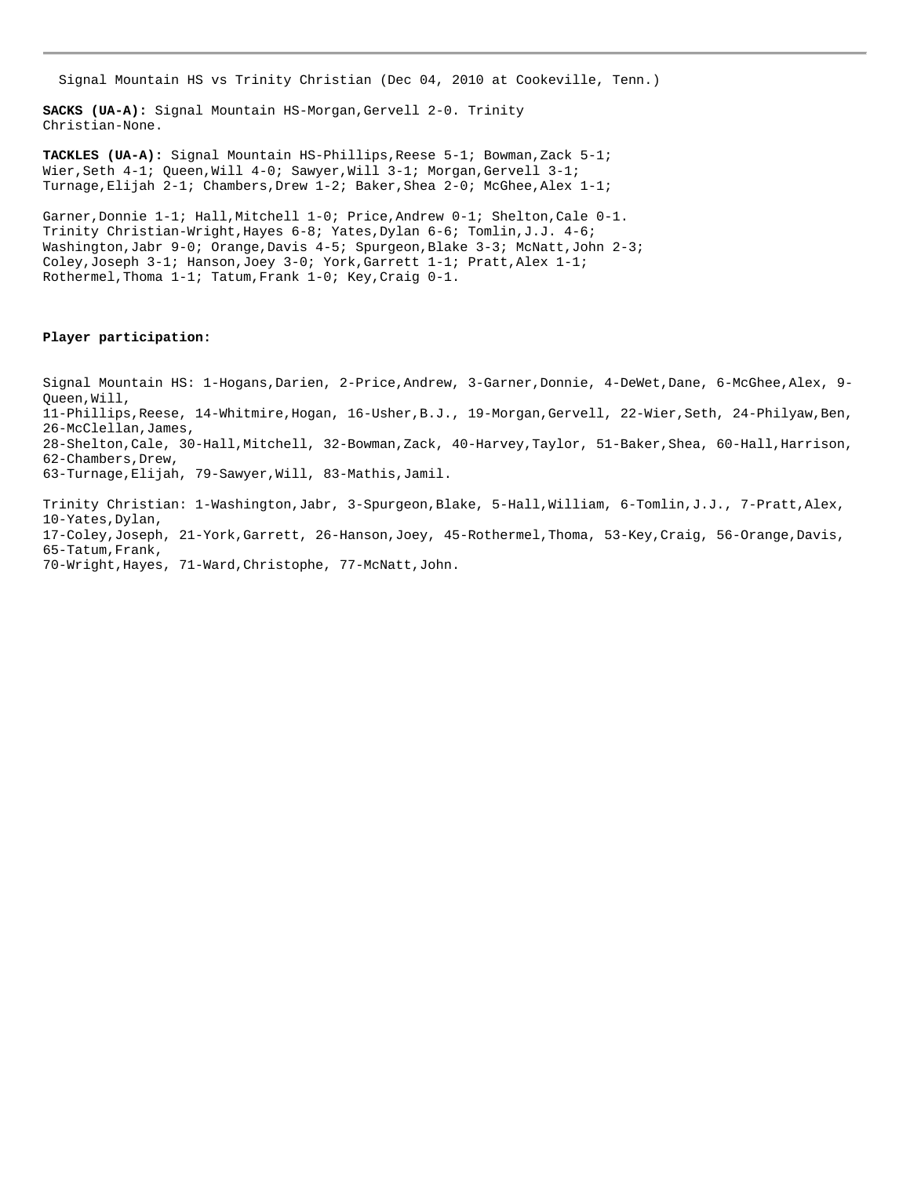Signal Mountain HS vs Trinity Christian (Dec 04, 2010 at Cookeville, Tenn.)

**SACKS (UA-A):** Signal Mountain HS-Morgan,Gervell 2-0. Trinity Christian-None.

**TACKLES (UA-A):** Signal Mountain HS-Phillips,Reese 5-1; Bowman,Zack 5-1; Wier,Seth 4-1; Queen,Will 4-0; Sawyer,Will 3-1; Morgan,Gervell 3-1; Turnage,Elijah 2-1; Chambers,Drew 1-2; Baker,Shea 2-0; McGhee,Alex 1-1;

Garner,Donnie 1-1; Hall,Mitchell 1-0; Price,Andrew 0-1; Shelton,Cale 0-1. Trinity Christian-Wright,Hayes 6-8; Yates,Dylan 6-6; Tomlin,J.J. 4-6; Washington,Jabr 9-0; Orange,Davis 4-5; Spurgeon,Blake 3-3; McNatt,John 2-3; Coley,Joseph 3-1; Hanson,Joey 3-0; York,Garrett 1-1; Pratt,Alex 1-1; Rothermel,Thoma 1-1; Tatum,Frank 1-0; Key,Craig 0-1.

**Player participation:**

Signal Mountain HS: 1-Hogans,Darien, 2-Price,Andrew, 3-Garner,Donnie, 4-DeWet,Dane, 6-McGhee,Alex, 9-Queen,Will, 11-Phillips,Reese, 14-Whitmire,Hogan, 16-Usher,B.J., 19-Morgan,Gervell, 22-Wier,Seth, 24-Philyaw,Ben, 26-McClellan,James, 28-Shelton,Cale, 30-Hall,Mitchell, 32-Bowman,Zack, 40-Harvey,Taylor, 51-Baker,Shea, 60-Hall,Harrison, 62-Chambers,Drew, 63-Turnage,Elijah, 79-Sawyer,Will, 83-Mathis,Jamil.

Trinity Christian: 1-Washington,Jabr, 3-Spurgeon,Blake, 5-Hall,William, 6-Tomlin,J.J., 7-Pratt,Alex, 10-Yates,Dylan, 17-Coley,Joseph, 21-York,Garrett, 26-Hanson,Joey, 45-Rothermel,Thoma, 53-Key,Craig, 56-Orange,Davis, 65-Tatum,Frank, 70-Wright,Hayes, 71-Ward,Christophe, 77-McNatt,John.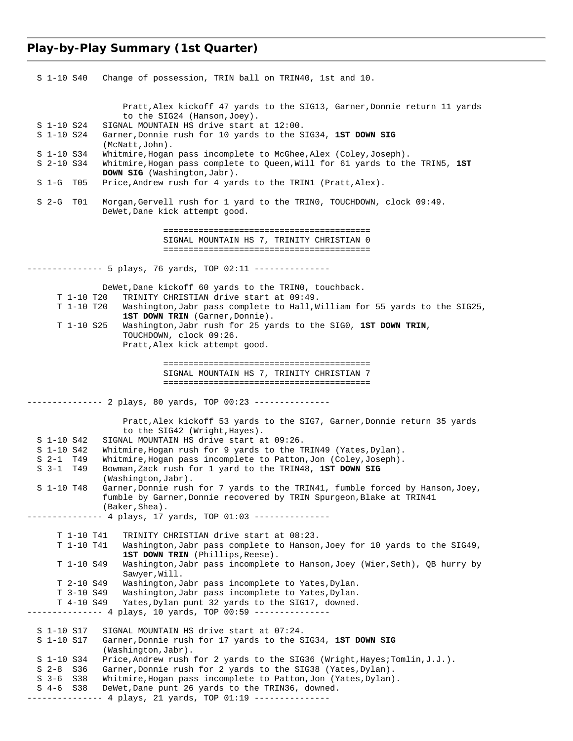## Play-by-Play Summary (1st Quarter)

```
  S 1-10 S40   Change of possession, TRIN ball on TRIN40, 1st and 10.


                    Pratt,Alex kickoff 47 yards to the SIG13, Garner,Donnie return 11 yards
                    to the SIG24 (Hanson,Joey).
  S 1-10 S24   SIGNAL MOUNTAIN HS drive start at 12:00.
  S 1-10 S24   Garner,Donnie rush for 10 yards to the SIG34, 1ST DOWN SIG
               (McNatt,John).
  S 1-10 S34   Whitmire,Hogan pass incomplete to McGhee,Alex (Coley,Joseph).
  S 2-10 S34   Whitmire,Hogan pass complete to Queen,Will for 61 yards to the TRIN5, 1ST
               DOWN SIG (Washington,Jabr).
  S 1-G  T05   Price,Andrew rush for 4 yards to the TRIN1 (Pratt,Alex).

  S 2-G  T01   Morgan,Gervell rush for 1 yard to the TRIN0, TOUCHDOWN, clock 09:49.
               DeWet,Dane kick attempt good.

                          ========================================
                          SIGNAL MOUNTAIN HS 7, TRINITY CHRISTIAN 0
                          ========================================

--------------- 5 plays, 76 yards, TOP 02:11 ---------------

               DeWet,Dane kickoff 60 yards to the TRIN0, touchback.
      T 1-10 T20   TRINITY CHRISTIAN drive start at 09:49.
      T 1-10 T20   Washington,Jabr pass complete to Hall,William for 55 yards to the SIG25,
                   1ST DOWN TRIN (Garner,Donnie).
      T 1-10 S25   Washington,Jabr rush for 25 yards to the SIG0, 1ST DOWN TRIN,
                   TOUCHDOWN, clock 09:26.
                   Pratt,Alex kick attempt good.

                          ========================================
                          SIGNAL MOUNTAIN HS 7, TRINITY CHRISTIAN 7
                          ========================================

--------------- 2 plays, 80 yards, TOP 00:23 ---------------

                    Pratt,Alex kickoff 53 yards to the SIG7, Garner,Donnie return 35 yards
                    to the SIG42 (Wright,Hayes).
  S 1-10 S42   SIGNAL MOUNTAIN HS drive start at 09:26.
  S 1-10 S42   Whitmire,Hogan rush for 9 yards to the TRIN49 (Yates,Dylan).
  S 2-1  T49   Whitmire,Hogan pass incomplete to Patton,Jon (Coley,Joseph).
  S 3-1  T49   Bowman,Zack rush for 1 yard to the TRIN48, 1ST DOWN SIG
               (Washington,Jabr).
  S 1-10 T48   Garner,Donnie rush for 7 yards to the TRIN41, fumble forced by Hanson,Joey,
               fumble by Garner,Donnie recovered by TRIN Spurgeon,Blake at TRIN41
               (Baker,Shea).
--------------- 4 plays, 17 yards, TOP 01:03 ---------------

      T 1-10 T41   TRINITY CHRISTIAN drive start at 08:23.
      T 1-10 T41   Washington,Jabr pass complete to Hanson,Joey for 10 yards to the SIG49,
                   1ST DOWN TRIN (Phillips,Reese).
      T 1-10 S49   Washington,Jabr pass incomplete to Hanson,Joey (Wier,Seth), QB hurry by
                   Sawyer,Will.
      T 2-10 S49   Washington,Jabr pass incomplete to Yates,Dylan.
      T 3-10 S49   Washington,Jabr pass incomplete to Yates,Dylan.
      T 4-10 S49   Yates,Dylan punt 32 yards to the SIG17, downed.
--------------- 4 plays, 10 yards, TOP 00:59 ---------------

  S 1-10 S17   SIGNAL MOUNTAIN HS drive start at 07:24.
  S 1-10 S17   Garner,Donnie rush for 17 yards to the SIG34, 1ST DOWN SIG
               (Washington,Jabr).
  S 1-10 S34   Price,Andrew rush for 2 yards to the SIG36 (Wright,Hayes;Tomlin,J.J.).
  S 2-8  S36   Garner,Donnie rush for 2 yards to the SIG38 (Yates,Dylan).
  S 3-6  S38   Whitmire,Hogan pass incomplete to Patton,Jon (Yates,Dylan).
  S 4-6  S38   DeWet,Dane punt 26 yards to the TRIN36, downed.
--------------- 4 plays, 21 yards, TOP 01:19 ---------------
```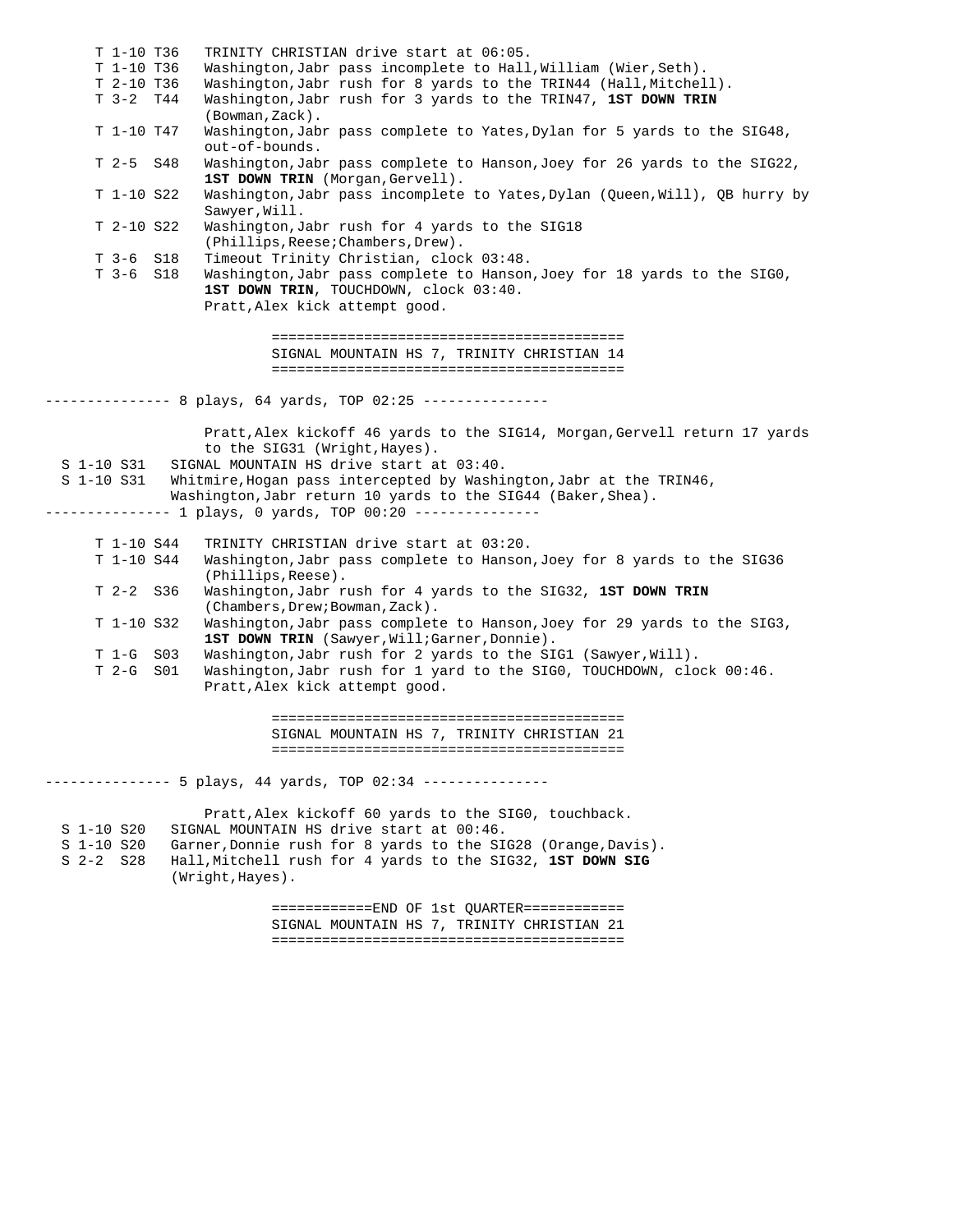```
      T 1-10 T36   TRINITY CHRISTIAN drive start at 06:05.
      T 1-10 T36   Washington,Jabr pass incomplete to Hall,William (Wier,Seth).
      T 2-10 T36   Washington,Jabr rush for 8 yards to the TRIN44 (Hall,Mitchell).
      T 3-2  T44   Washington,Jabr rush for 3 yards to the TRIN47, 1ST DOWN TRIN
                   (Bowman,Zack).
      T 1-10 T47   Washington,Jabr pass complete to Yates,Dylan for 5 yards to the SIG48,
                   out-of-bounds.
      T 2-5  S48   Washington,Jabr pass complete to Hanson,Joey for 26 yards to the SIG22,
                   1ST DOWN TRIN (Morgan,Gervell).
      T 1-10 S22   Washington,Jabr pass incomplete to Yates,Dylan (Queen,Will), QB hurry by
                   Sawyer,Will.
      T 2-10 S22   Washington,Jabr rush for 4 yards to the SIG18
                   (Phillips,Reese;Chambers,Drew).
      T 3-6  S18   Timeout Trinity Christian, clock 03:48.
      T 3-6  S18   Washington,Jabr pass complete to Hanson,Joey for 18 yards to the SIG0,
                   1ST DOWN TRIN, TOUCHDOWN, clock 03:40.
                   Pratt,Alex kick attempt good.

                          ==========================================
                          SIGNAL MOUNTAIN HS 7, TRINITY CHRISTIAN 14
                          ==========================================

--------------- 8 plays, 64 yards, TOP 02:25 ---------------

                   Pratt,Alex kickoff 46 yards to the SIG14, Morgan,Gervell return 17 yards
                   to the SIG31 (Wright,Hayes).
  S 1-10 S31   SIGNAL MOUNTAIN HS drive start at 03:40.
  S 1-10 S31   Whitmire,Hogan pass intercepted by Washington,Jabr at the TRIN46,
               Washington,Jabr return 10 yards to the SIG44 (Baker,Shea).
--------------- 1 plays, 0 yards, TOP 00:20 ---------------

      T 1-10 S44   TRINITY CHRISTIAN drive start at 03:20.
      T 1-10 S44   Washington,Jabr pass complete to Hanson,Joey for 8 yards to the SIG36
                   (Phillips,Reese).
      T 2-2  S36   Washington,Jabr rush for 4 yards to the SIG32, 1ST DOWN TRIN
                   (Chambers,Drew;Bowman,Zack).
      T 1-10 S32   Washington,Jabr pass complete to Hanson,Joey for 29 yards to the SIG3,
                   1ST DOWN TRIN (Sawyer,Will;Garner,Donnie).
      T 1-G  S03   Washington,Jabr rush for 2 yards to the SIG1 (Sawyer,Will).
      T 2-G  S01   Washington,Jabr rush for 1 yard to the SIG0, TOUCHDOWN, clock 00:46.
                   Pratt,Alex kick attempt good.

                          ==========================================
                          SIGNAL MOUNTAIN HS 7, TRINITY CHRISTIAN 21
                          ==========================================

--------------- 5 plays, 44 yards, TOP 02:34 ---------------

                   Pratt,Alex kickoff 60 yards to the SIG0, touchback.
  S 1-10 S20   SIGNAL MOUNTAIN HS drive start at 00:46.
  S 1-10 S20   Garner,Donnie rush for 8 yards to the SIG28 (Orange,Davis).
  S 2-2  S28   Hall,Mitchell rush for 4 yards to the SIG32, 1ST DOWN SIG
               (Wright,Hayes).

                          ============END OF 1st QUARTER============
                          SIGNAL MOUNTAIN HS 7, TRINITY CHRISTIAN 21
                          ==========================================
```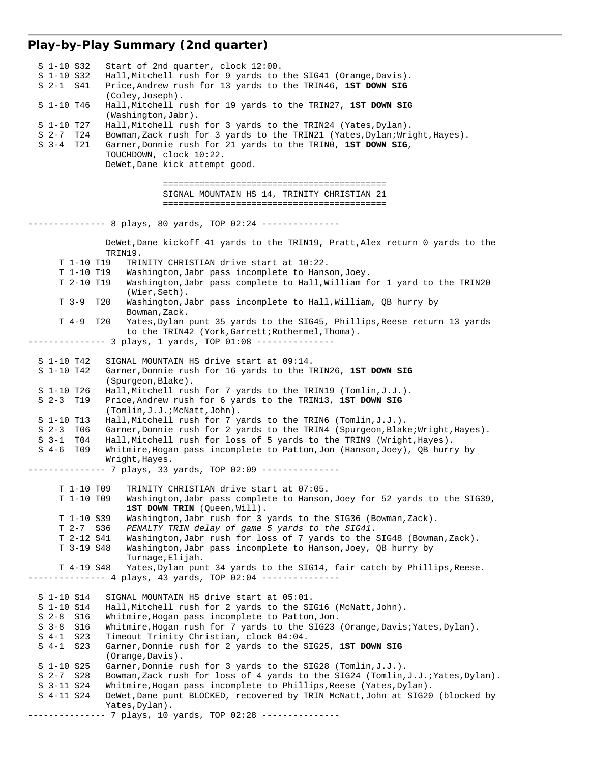## Play-by-Play Summary (2nd quarter)

```
  S 1-10 S32   Start of 2nd quarter, clock 12:00.
  S 1-10 S32   Hall,Mitchell rush for 9 yards to the SIG41 (Orange,Davis).
  S 2-1  S41   Price,Andrew rush for 13 yards to the TRIN46, 1ST DOWN SIG
               (Coley,Joseph).
  S 1-10 T46   Hall,Mitchell rush for 19 yards to the TRIN27, 1ST DOWN SIG
               (Washington,Jabr).
  S 1-10 T27   Hall,Mitchell rush for 3 yards to the TRIN24 (Yates,Dylan).
  S 2-7  T24   Bowman,Zack rush for 3 yards to the TRIN21 (Yates,Dylan;Wright,Hayes).
  S 3-4  T21   Garner,Donnie rush for 21 yards to the TRIN0, 1ST DOWN SIG,
               TOUCHDOWN, clock 10:22.
               DeWet,Dane kick attempt good.

                           ==========================================
                           SIGNAL MOUNTAIN HS 14, TRINITY CHRISTIAN 21
                           ==========================================

--------------- 8 plays, 80 yards, TOP 02:24 ---------------

               DeWet,Dane kickoff 41 yards to the TRIN19, Pratt,Alex return 0 yards to the
               TRIN19.
      T 1-10 T19   TRINITY CHRISTIAN drive start at 10:22.
      T 1-10 T19   Washington,Jabr pass incomplete to Hanson,Joey.
      T 2-10 T19   Washington,Jabr pass complete to Hall,William for 1 yard to the TRIN20
                   (Wier,Seth).
      T 3-9  T20   Washington,Jabr pass incomplete to Hall,William, QB hurry by
                   Bowman,Zack.
      T 4-9  T20   Yates,Dylan punt 35 yards to the SIG45, Phillips,Reese return 13 yards
                   to the TRIN42 (York,Garrett;Rothermel,Thoma).
--------------- 3 plays, 1 yards, TOP 01:08 ---------------

  S 1-10 T42   SIGNAL MOUNTAIN HS drive start at 09:14.
  S 1-10 T42   Garner,Donnie rush for 16 yards to the TRIN26, 1ST DOWN SIG
               (Spurgeon,Blake).
  S 1-10 T26   Hall,Mitchell rush for 7 yards to the TRIN19 (Tomlin,J.J.).
  S 2-3  T19   Price,Andrew rush for 6 yards to the TRIN13, 1ST DOWN SIG
               (Tomlin,J.J.;McNatt,John).
  S 1-10 T13   Hall,Mitchell rush for 7 yards to the TRIN6 (Tomlin,J.J.).
  S 2-3  T06   Garner,Donnie rush for 2 yards to the TRIN4 (Spurgeon,Blake;Wright,Hayes).
  S 3-1  T04   Hall,Mitchell rush for loss of 5 yards to the TRIN9 (Wright,Hayes).
  S 4-6  T09   Whitmire,Hogan pass incomplete to Patton,Jon (Hanson,Joey), QB hurry by
               Wright,Hayes.
--------------- 7 plays, 33 yards, TOP 02:09 ---------------

      T 1-10 T09   TRINITY CHRISTIAN drive start at 07:05.
      T 1-10 T09   Washington,Jabr pass complete to Hanson,Joey for 52 yards to the SIG39,
                   1ST DOWN TRIN (Queen,Will).
      T 1-10 S39   Washington,Jabr rush for 3 yards to the SIG36 (Bowman,Zack).
      T 2-7  S36   PENALTY TRIN delay of game 5 yards to the SIG41.
      T 2-12 S41   Washington,Jabr rush for loss of 7 yards to the SIG48 (Bowman,Zack).
      T 3-19 S48   Washington,Jabr pass incomplete to Hanson,Joey, QB hurry by
                   Turnage,Elijah.
      T 4-19 S48   Yates,Dylan punt 34 yards to the SIG14, fair catch by Phillips,Reese.
--------------- 4 plays, 43 yards, TOP 02:04 ---------------

  S 1-10 S14   SIGNAL MOUNTAIN HS drive start at 05:01.
  S 1-10 S14   Hall,Mitchell rush for 2 yards to the SIG16 (McNatt,John).
  S 2-8  S16   Whitmire,Hogan pass incomplete to Patton,Jon.
  S 3-8  S16   Whitmire,Hogan rush for 7 yards to the SIG23 (Orange,Davis;Yates,Dylan).
  S 4-1  S23   Timeout Trinity Christian, clock 04:04.
  S 4-1  S23   Garner,Donnie rush for 2 yards to the SIG25, 1ST DOWN SIG
               (Orange,Davis).
  S 1-10 S25   Garner,Donnie rush for 3 yards to the SIG28 (Tomlin,J.J.).
  S 2-7  S28   Bowman,Zack rush for loss of 4 yards to the SIG24 (Tomlin,J.J.;Yates,Dylan).
  S 3-11 S24   Whitmire,Hogan pass incomplete to Phillips,Reese (Yates,Dylan).
  S 4-11 S24   DeWet,Dane punt BLOCKED, recovered by TRIN McNatt,John at SIG20 (blocked by
               Yates,Dylan).
--------------- 7 plays, 10 yards, TOP 02:28 ---------------
```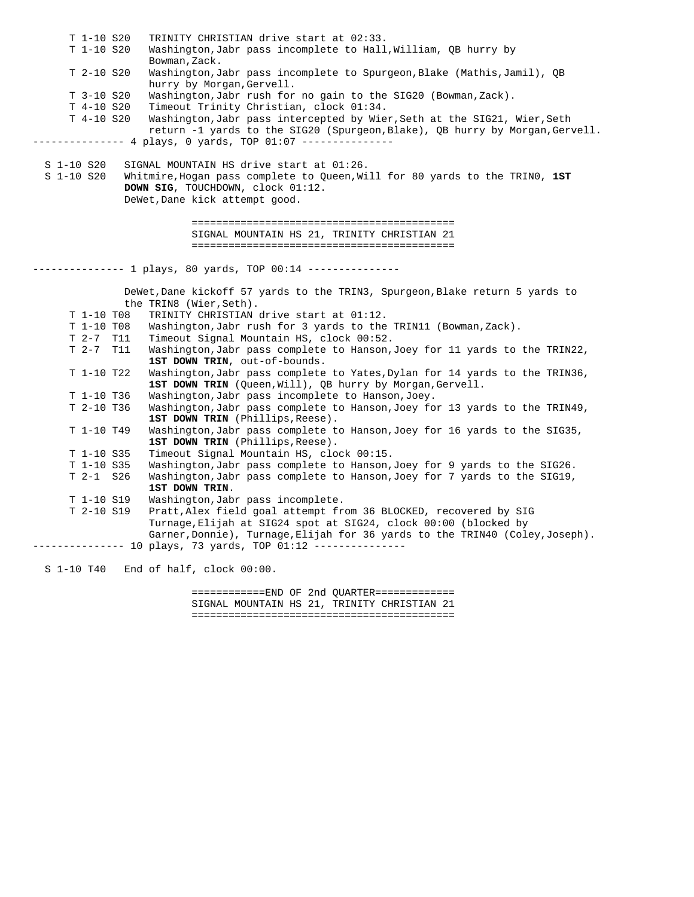```
      T 1-10 S20   TRINITY CHRISTIAN drive start at 02:33.
      T 1-10 S20   Washington,Jabr pass incomplete to Hall,William, QB hurry by
                   Bowman,Zack.
      T 2-10 S20   Washington,Jabr pass incomplete to Spurgeon,Blake (Mathis,Jamil), QB
                   hurry by Morgan,Gervell.
      T 3-10 S20   Washington,Jabr rush for no gain to the SIG20 (Bowman,Zack).
      T 4-10 S20   Timeout Trinity Christian, clock 01:34.
      T 4-10 S20   Washington,Jabr pass intercepted by Wier,Seth at the SIG21, Wier,Seth
                   return -1 yards to the SIG20 (Spurgeon,Blake), QB hurry by Morgan,Gervell.
--------------- 4 plays, 0 yards, TOP 01:07 ---------------

  S 1-10 S20   SIGNAL MOUNTAIN HS drive start at 01:26.
  S 1-10 S20   Whitmire,Hogan pass complete to Queen,Will for 80 yards to the TRIN0, 1ST
               DOWN SIG, TOUCHDOWN, clock 01:12.
               DeWet,Dane kick attempt good.

                          ==========================================
                          SIGNAL MOUNTAIN HS 21, TRINITY CHRISTIAN 21
                          ==========================================

--------------- 1 plays, 80 yards, TOP 00:14 ---------------

               DeWet,Dane kickoff 57 yards to the TRIN3, Spurgeon,Blake return 5 yards to
               the TRIN8 (Wier,Seth).
      T 1-10 T08   TRINITY CHRISTIAN drive start at 01:12.
      T 1-10 T08   Washington,Jabr rush for 3 yards to the TRIN11 (Bowman,Zack).
      T 2-7  T11   Timeout Signal Mountain HS, clock 00:52.
      T 2-7  T11   Washington,Jabr pass complete to Hanson,Joey for 11 yards to the TRIN22,
                   1ST DOWN TRIN, out-of-bounds.
      T 1-10 T22   Washington,Jabr pass complete to Yates,Dylan for 14 yards to the TRIN36,
                   1ST DOWN TRIN (Queen,Will), QB hurry by Morgan,Gervell.
      T 1-10 T36   Washington,Jabr pass incomplete to Hanson,Joey.
      T 2-10 T36   Washington,Jabr pass complete to Hanson,Joey for 13 yards to the TRIN49,
                   1ST DOWN TRIN (Phillips,Reese).
      T 1-10 T49   Washington,Jabr pass complete to Hanson,Joey for 16 yards to the SIG35,
                   1ST DOWN TRIN (Phillips,Reese).
      T 1-10 S35   Timeout Signal Mountain HS, clock 00:15.
      T 1-10 S35   Washington,Jabr pass complete to Hanson,Joey for 9 yards to the SIG26.
      T 2-1  S26   Washington,Jabr pass complete to Hanson,Joey for 7 yards to the SIG19,
                   1ST DOWN TRIN.
      T 1-10 S19   Washington,Jabr pass incomplete.
      T 2-10 S19   Pratt,Alex field goal attempt from 36 BLOCKED, recovered by SIG
                   Turnage,Elijah at SIG24 spot at SIG24, clock 00:00 (blocked by
                   Garner,Donnie), Turnage,Elijah for 36 yards to the TRIN40 (Coley,Joseph).
--------------- 10 plays, 73 yards, TOP 01:12 ---------------

  S 1-10 T40   End of half, clock 00:00.

                          ============END OF 2nd QUARTER=============
                          SIGNAL MOUNTAIN HS 21, TRINITY CHRISTIAN 21
                          ==========================================
```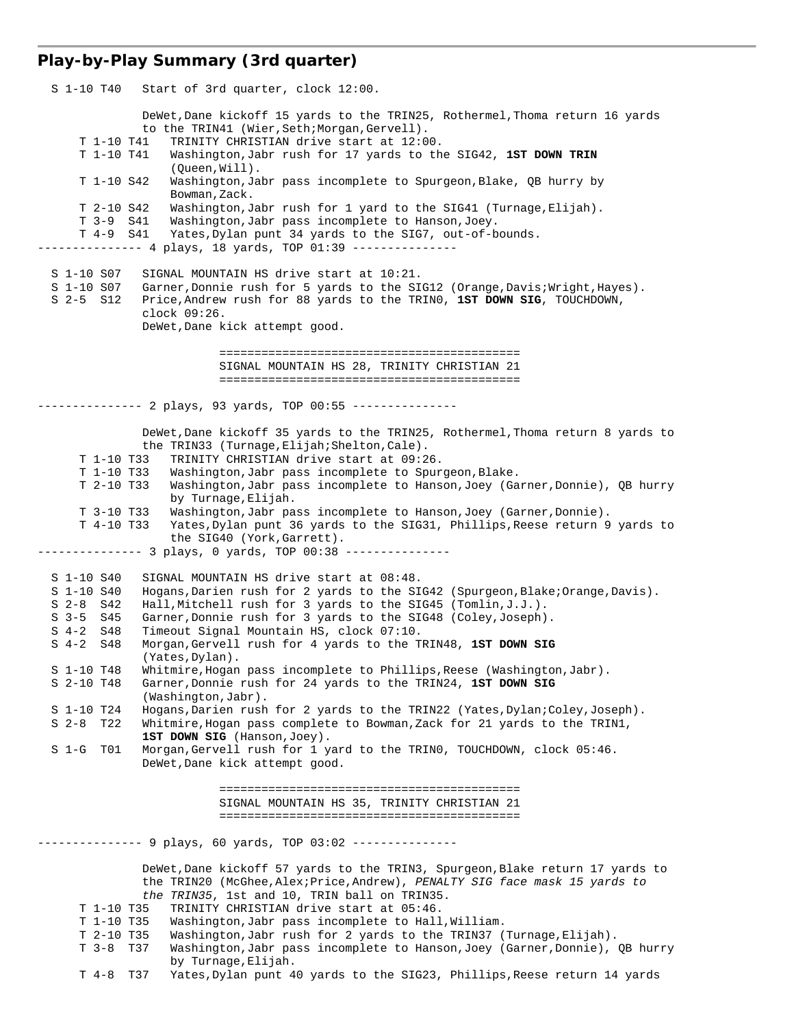## Play-by-Play Summary (3rd quarter)

```
  S 1-10 T40   Start of 3rd quarter, clock 12:00.

               DeWet,Dane kickoff 15 yards to the TRIN25, Rothermel,Thoma return 16 yards
               to the TRIN41 (Wier,Seth;Morgan,Gervell).
      T 1-10 T41   TRINITY CHRISTIAN drive start at 12:00.
      T 1-10 T41   Washington,Jabr rush for 17 yards to the SIG42, 1ST DOWN TRIN
                   (Queen,Will).
      T 1-10 S42   Washington,Jabr pass incomplete to Spurgeon,Blake, QB hurry by
                   Bowman,Zack.
      T 2-10 S42   Washington,Jabr rush for 1 yard to the SIG41 (Turnage,Elijah).
      T 3-9  S41   Washington,Jabr pass incomplete to Hanson,Joey.
      T 4-9  S41   Yates,Dylan punt 34 yards to the SIG7, out-of-bounds.
--------------- 4 plays, 18 yards, TOP 01:39 ---------------

  S 1-10 S07   SIGNAL MOUNTAIN HS drive start at 10:21.
  S 1-10 S07   Garner,Donnie rush for 5 yards to the SIG12 (Orange,Davis;Wright,Hayes).
  S 2-5  S12   Price,Andrew rush for 88 yards to the TRIN0, 1ST DOWN SIG, TOUCHDOWN,
               clock 09:26.
               DeWet,Dane kick attempt good.

                           ==========================================
                           SIGNAL MOUNTAIN HS 28, TRINITY CHRISTIAN 21
                           ==========================================

--------------- 2 plays, 93 yards, TOP 00:55 ---------------

               DeWet,Dane kickoff 35 yards to the TRIN25, Rothermel,Thoma return 8 yards to
               the TRIN33 (Turnage,Elijah;Shelton,Cale).
      T 1-10 T33   TRINITY CHRISTIAN drive start at 09:26.
      T 1-10 T33   Washington,Jabr pass incomplete to Spurgeon,Blake.
      T 2-10 T33   Washington,Jabr pass incomplete to Hanson,Joey (Garner,Donnie), QB hurry
                   by Turnage,Elijah.
      T 3-10 T33   Washington,Jabr pass incomplete to Hanson,Joey (Garner,Donnie).
      T 4-10 T33   Yates,Dylan punt 36 yards to the SIG31, Phillips,Reese return 9 yards to
                   the SIG40 (York,Garrett).
--------------- 3 plays, 0 yards, TOP 00:38 ---------------

  S 1-10 S40   SIGNAL MOUNTAIN HS drive start at 08:48.
  S 1-10 S40   Hogans,Darien rush for 2 yards to the SIG42 (Spurgeon,Blake;Orange,Davis).
  S 2-8  S42   Hall,Mitchell rush for 3 yards to the SIG45 (Tomlin,J.J.).
  S 3-5  S45   Garner,Donnie rush for 3 yards to the SIG48 (Coley,Joseph).
  S 4-2  S48   Timeout Signal Mountain HS, clock 07:10.
  S 4-2  S48   Morgan,Gervell rush for 4 yards to the TRIN48, 1ST DOWN SIG
               (Yates,Dylan).
  S 1-10 T48   Whitmire,Hogan pass incomplete to Phillips,Reese (Washington,Jabr).
  S 2-10 T48   Garner,Donnie rush for 24 yards to the TRIN24, 1ST DOWN SIG
               (Washington,Jabr).
  S 1-10 T24   Hogans,Darien rush for 2 yards to the TRIN22 (Yates,Dylan;Coley,Joseph).
  S 2-8  T22   Whitmire,Hogan pass complete to Bowman,Zack for 21 yards to the TRIN1,
               1ST DOWN SIG (Hanson,Joey).
  S 1-G  T01   Morgan,Gervell rush for 1 yard to the TRIN0, TOUCHDOWN, clock 05:46.
               DeWet,Dane kick attempt good.

                           ==========================================
                           SIGNAL MOUNTAIN HS 35, TRINITY CHRISTIAN 21
                           ==========================================

--------------- 9 plays, 60 yards, TOP 03:02 ---------------

               DeWet,Dane kickoff 57 yards to the TRIN3, Spurgeon,Blake return 17 yards to
               the TRIN20 (McGhee,Alex;Price,Andrew), PENALTY SIG face mask 15 yards to
               the TRIN35, 1st and 10, TRIN ball on TRIN35.
      T 1-10 T35   TRINITY CHRISTIAN drive start at 05:46.
      T 1-10 T35   Washington,Jabr pass incomplete to Hall,William.
      T 2-10 T35   Washington,Jabr rush for 2 yards to the TRIN37 (Turnage,Elijah).
      T 3-8  T37   Washington,Jabr pass incomplete to Hanson,Joey (Garner,Donnie), QB hurry
                   by Turnage,Elijah.
      T 4-8  T37   Yates,Dylan punt 40 yards to the SIG23, Phillips,Reese return 14 yards
```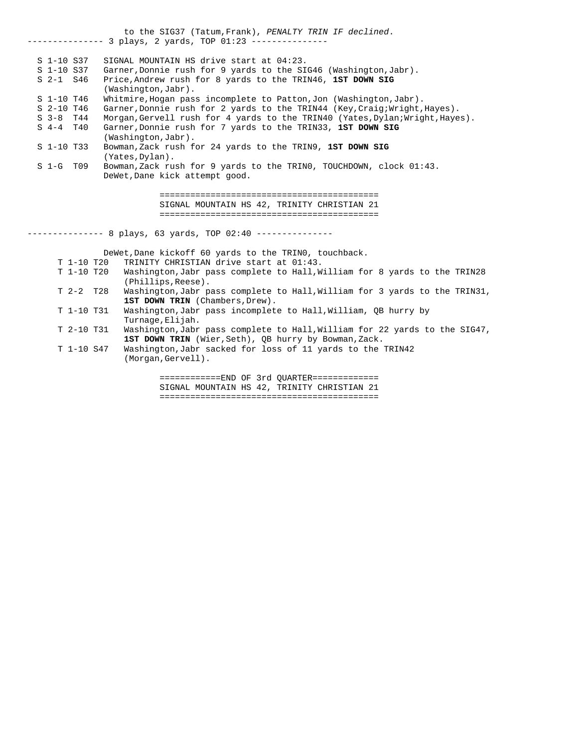to the SIG37 (Tatum,Frank), *PENALTY TRIN IF declined*.

--------------- 3 plays, 2 yards, TOP 01:23 ---------------

| | |
|---|---|
| S 1-10 S37 | SIGNAL MOUNTAIN HS drive start at 04:23. |
| S 1-10 S37 | Garner,Donnie rush for 9 yards to the SIG46 (Washington,Jabr). |
| S 2-1 S46 | Price,Andrew rush for 8 yards to the TRIN46, **1ST DOWN SIG** (Washington,Jabr). |
| S 1-10 T46 | Whitmire,Hogan pass incomplete to Patton,Jon (Washington,Jabr). |
| S 2-10 T46 | Garner,Donnie rush for 2 yards to the TRIN44 (Key,Craig;Wright,Hayes). |
| S 3-8 T44 | Morgan,Gervell rush for 4 yards to the TRIN40 (Yates,Dylan;Wright,Hayes). |
| S 4-4 T40 | Garner,Donnie rush for 7 yards to the TRIN33, **1ST DOWN SIG** (Washington,Jabr). |
| S 1-10 T33 | Bowman,Zack rush for 24 yards to the TRIN9, **1ST DOWN SIG** (Yates,Dylan). |
| S 1-G T09 | Bowman,Zack rush for 9 yards to the TRIN0, TOUCHDOWN, clock 01:43. DeWet,Dane kick attempt good. |

==========================================

SIGNAL MOUNTAIN HS 42, TRINITY CHRISTIAN 21

==========================================

--------------- 8 plays, 63 yards, TOP 02:40 ---------------

DeWet,Dane kickoff 60 yards to the TRIN0, touchback.

| | |
|---|---|
| T 1-10 T20 | TRINITY CHRISTIAN drive start at 01:43. |
| T 1-10 T20 | Washington,Jabr pass complete to Hall,William for 8 yards to the TRIN28 (Phillips,Reese). |
| T 2-2 T28 | Washington,Jabr pass complete to Hall,William for 3 yards to the TRIN31, **1ST DOWN TRIN** (Chambers,Drew). |
| T 1-10 T31 | Washington,Jabr pass incomplete to Hall,William, QB hurry by Turnage,Elijah. |
| T 2-10 T31 | Washington,Jabr pass complete to Hall,William for 22 yards to the SIG47, **1ST DOWN TRIN** (Wier,Seth), QB hurry by Bowman,Zack. |
| T 1-10 S47 | Washington,Jabr sacked for loss of 11 yards to the TRIN42 (Morgan,Gervell). |

============END OF 3rd QUARTER=============

SIGNAL MOUNTAIN HS 42, TRINITY CHRISTIAN 21

==========================================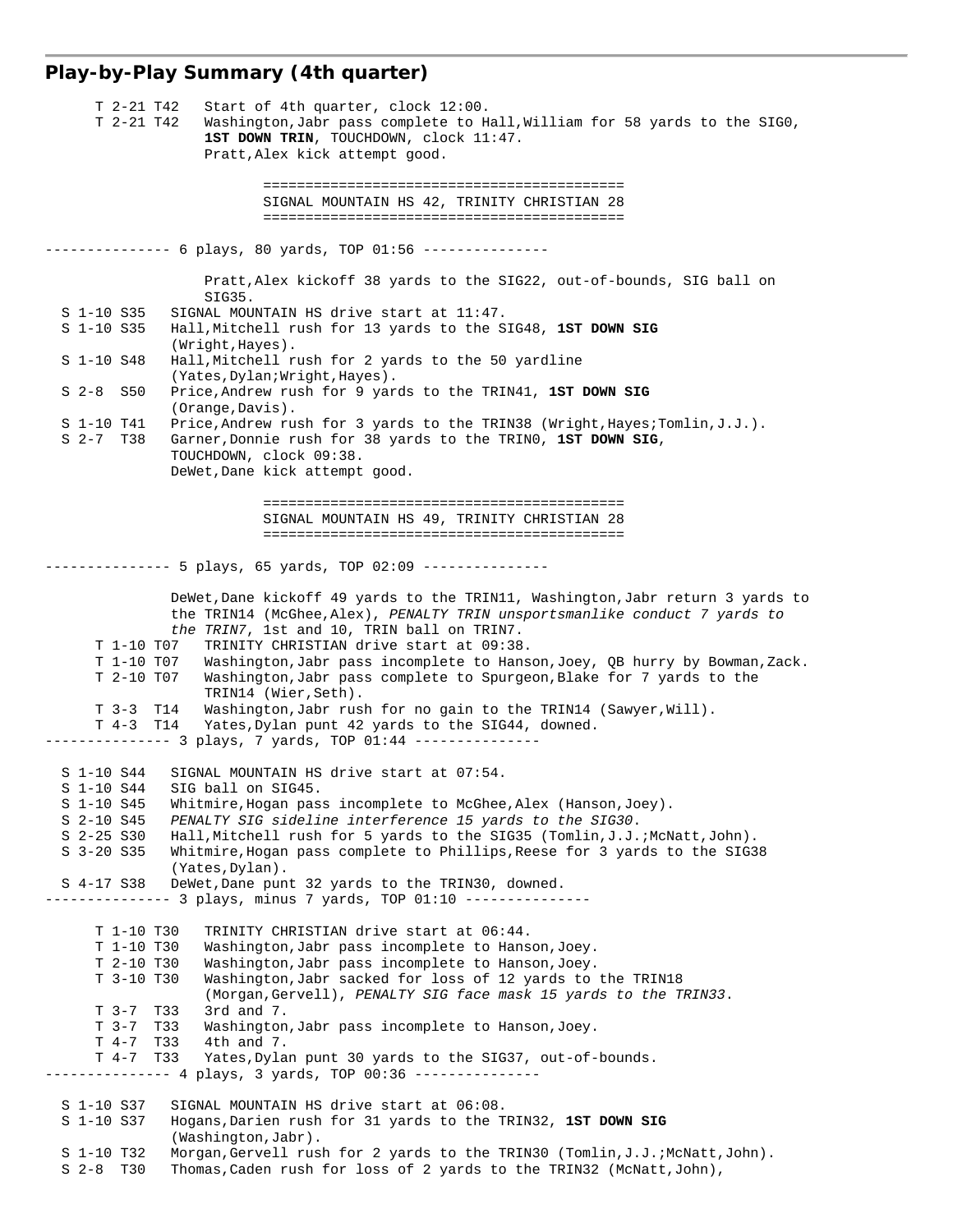## Play-by-Play Summary (4th quarter)

```
      T 2-21 T42   Start of 4th quarter, clock 12:00.
      T 2-21 T42   Washington,Jabr pass complete to Hall,William for 58 yards to the SIG0,
                   1ST DOWN TRIN, TOUCHDOWN, clock 11:47.
                   Pratt,Alex kick attempt good.

                            ==========================================
                            SIGNAL MOUNTAIN HS 42, TRINITY CHRISTIAN 28
                            ==========================================

--------------- 6 plays, 80 yards, TOP 01:56 ---------------

                   Pratt,Alex kickoff 38 yards to the SIG22, out-of-bounds, SIG ball on
                   SIG35.
  S 1-10 S35   SIGNAL MOUNTAIN HS drive start at 11:47.
  S 1-10 S35   Hall,Mitchell rush for 13 yards to the SIG48, 1ST DOWN SIG
               (Wright,Hayes).
  S 1-10 S48   Hall,Mitchell rush for 2 yards to the 50 yardline
               (Yates,Dylan;Wright,Hayes).
  S 2-8  S50   Price,Andrew rush for 9 yards to the TRIN41, 1ST DOWN SIG
               (Orange,Davis).
  S 1-10 T41   Price,Andrew rush for 3 yards to the TRIN38 (Wright,Hayes;Tomlin,J.J.).
  S 2-7  T38   Garner,Donnie rush for 38 yards to the TRIN0, 1ST DOWN SIG,
               TOUCHDOWN, clock 09:38.
               DeWet,Dane kick attempt good.

                            ==========================================
                            SIGNAL MOUNTAIN HS 49, TRINITY CHRISTIAN 28
                            ==========================================

--------------- 5 plays, 65 yards, TOP 02:09 ---------------

               DeWet,Dane kickoff 49 yards to the TRIN11, Washington,Jabr return 3 yards to
               the TRIN14 (McGhee,Alex), PENALTY TRIN unsportsmanlike conduct 7 yards to
               the TRIN7, 1st and 10, TRIN ball on TRIN7.
      T 1-10 T07   TRINITY CHRISTIAN drive start at 09:38.
      T 1-10 T07   Washington,Jabr pass incomplete to Hanson,Joey, QB hurry by Bowman,Zack.
      T 2-10 T07   Washington,Jabr pass complete to Spurgeon,Blake for 7 yards to the
                   TRIN14 (Wier,Seth).
      T 3-3  T14   Washington,Jabr rush for no gain to the TRIN14 (Sawyer,Will).
      T 4-3  T14   Yates,Dylan punt 42 yards to the SIG44, downed.
--------------- 3 plays, 7 yards, TOP 01:44 ---------------

  S 1-10 S44   SIGNAL MOUNTAIN HS drive start at 07:54.
  S 1-10 S44   SIG ball on SIG45.
  S 1-10 S45   Whitmire,Hogan pass incomplete to McGhee,Alex (Hanson,Joey).
  S 2-10 S45   PENALTY SIG sideline interference 15 yards to the SIG30.
  S 2-25 S30   Hall,Mitchell rush for 5 yards to the SIG35 (Tomlin,J.J.;McNatt,John).
  S 3-20 S35   Whitmire,Hogan pass complete to Phillips,Reese for 3 yards to the SIG38
               (Yates,Dylan).
  S 4-17 S38   DeWet,Dane punt 32 yards to the TRIN30, downed.
--------------- 3 plays, minus 7 yards, TOP 01:10 ---------------

      T 1-10 T30   TRINITY CHRISTIAN drive start at 06:44.
      T 1-10 T30   Washington,Jabr pass incomplete to Hanson,Joey.
      T 2-10 T30   Washington,Jabr pass incomplete to Hanson,Joey.
      T 3-10 T30   Washington,Jabr sacked for loss of 12 yards to the TRIN18
                   (Morgan,Gervell), PENALTY SIG face mask 15 yards to the TRIN33.
      T 3-7  T33   3rd and 7.
      T 3-7  T33   Washington,Jabr pass incomplete to Hanson,Joey.
      T 4-7  T33   4th and 7.
      T 4-7  T33   Yates,Dylan punt 30 yards to the SIG37, out-of-bounds.
--------------- 4 plays, 3 yards, TOP 00:36 ---------------

  S 1-10 S37   SIGNAL MOUNTAIN HS drive start at 06:08.
  S 1-10 S37   Hogans,Darien rush for 31 yards to the TRIN32, 1ST DOWN SIG
               (Washington,Jabr).
  S 1-10 T32   Morgan,Gervell rush for 2 yards to the TRIN30 (Tomlin,J.J.;McNatt,John).
  S 2-8  T30   Thomas,Caden rush for loss of 2 yards to the TRIN32 (McNatt,John),
```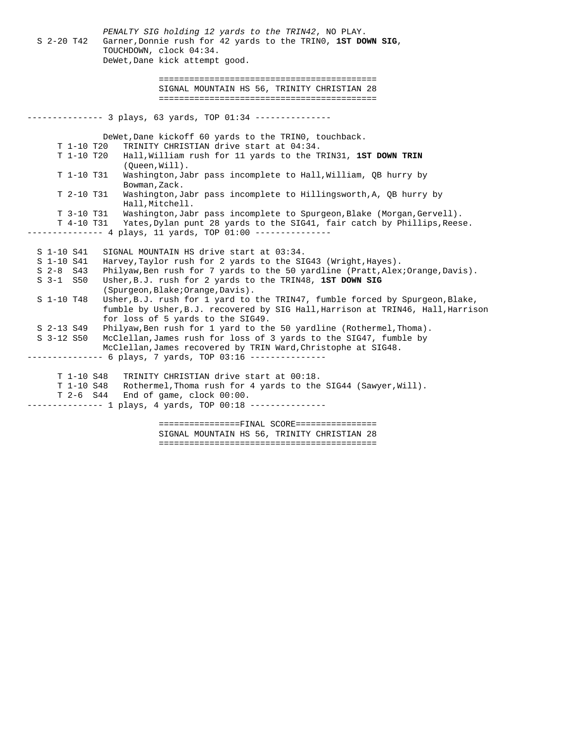*PENALTY SIG holding 12 yards to the TRIN42*, NO PLAY.

S 2-20 T42   Garner,Donnie rush for 42 yards to the TRIN0, **1ST DOWN SIG**, TOUCHDOWN, clock 04:34.
DeWet,Dane kick attempt good.

==========================================
SIGNAL MOUNTAIN HS 56, TRINITY CHRISTIAN 28
==========================================

--------------- 3 plays, 63 yards, TOP 01:34 ---------------

DeWet,Dane kickoff 60 yards to the TRIN0, touchback.

T 1-10 T20   TRINITY CHRISTIAN drive start at 04:34.
T 1-10 T20   Hall,William rush for 11 yards to the TRIN31, **1ST DOWN TRIN** (Queen,Will).
T 1-10 T31   Washington,Jabr pass incomplete to Hall,William, QB hurry by Bowman,Zack.
T 2-10 T31   Washington,Jabr pass incomplete to Hillingsworth,A, QB hurry by Hall,Mitchell.
T 3-10 T31   Washington,Jabr pass incomplete to Spurgeon,Blake (Morgan,Gervell).
T 4-10 T31   Yates,Dylan punt 28 yards to the SIG41, fair catch by Phillips,Reese.

--------------- 4 plays, 11 yards, TOP 01:00 ---------------

S 1-10 S41   SIGNAL MOUNTAIN HS drive start at 03:34.
S 1-10 S41   Harvey,Taylor rush for 2 yards to the SIG43 (Wright,Hayes).
S 2-8 S43   Philyaw,Ben rush for 7 yards to the 50 yardline (Pratt,Alex;Orange,Davis).
S 3-1 S50   Usher,B.J. rush for 2 yards to the TRIN48, **1ST DOWN SIG** (Spurgeon,Blake;Orange,Davis).
S 1-10 T48   Usher,B.J. rush for 1 yard to the TRIN47, fumble forced by Spurgeon,Blake, fumble by Usher,B.J. recovered by SIG Hall,Harrison at TRIN46, Hall,Harrison for loss of 5 yards to the SIG49.
S 2-13 S49   Philyaw,Ben rush for 1 yard to the 50 yardline (Rothermel,Thoma).
S 3-12 S50   McClellan,James rush for loss of 3 yards to the SIG47, fumble by McClellan,James recovered by TRIN Ward,Christophe at SIG48.

--------------- 6 plays, 7 yards, TOP 03:16 ---------------

T 1-10 S48   TRINITY CHRISTIAN drive start at 00:18.
T 1-10 S48   Rothermel,Thoma rush for 4 yards to the SIG44 (Sawyer,Will).
T 2-6 S44   End of game, clock 00:00.

--------------- 1 plays, 4 yards, TOP 00:18 ---------------

================FINAL SCORE================
SIGNAL MOUNTAIN HS 56, TRINITY CHRISTIAN 28
==========================================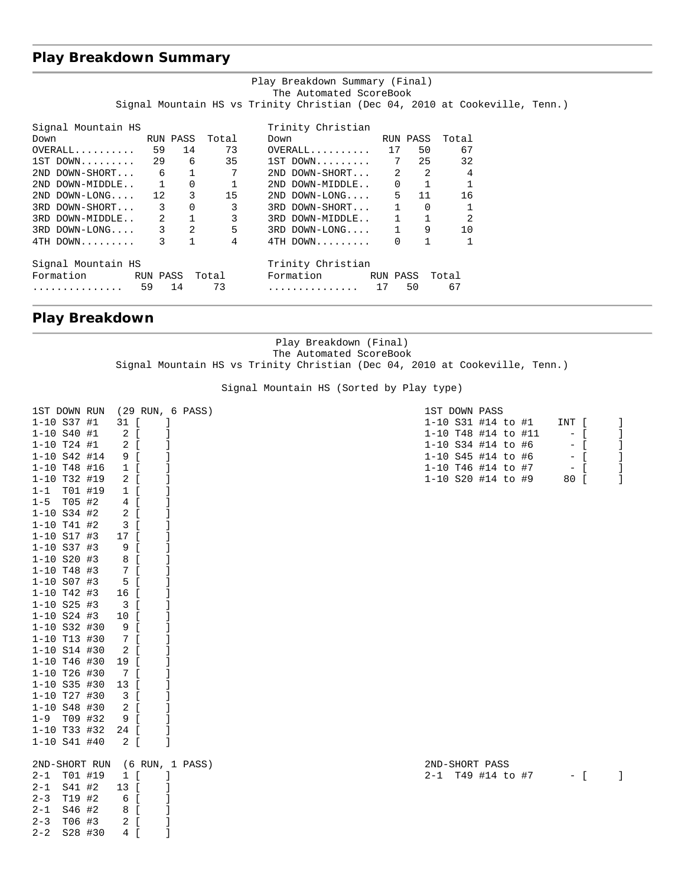## Play Breakdown Summary

Play Breakdown Summary (Final)
The Automated ScoreBook
Signal Mountain HS vs Trinity Christian (Dec 04, 2010 at Cookeville, Tenn.)

| Signal Mountain HS Down | RUN | PASS | Total | Trinity Christian Down | RUN | PASS | Total |
|---|---|---|---|---|---|---|---|
| OVERALL.......... | 59 | 14 | 73 | OVERALL.......... | 17 | 50 | 67 |
| 1ST DOWN......... | 29 | 6 | 35 | 1ST DOWN......... | 7 | 25 | 32 |
| 2ND DOWN-SHORT... | 6 | 1 | 7 | 2ND DOWN-SHORT... | 2 | 2 | 4 |
| 2ND DOWN-MIDDLE.. | 1 | 0 | 1 | 2ND DOWN-MIDDLE.. | 0 | 1 | 1 |
| 2ND DOWN-LONG.... | 12 | 3 | 15 | 2ND DOWN-LONG.... | 5 | 11 | 16 |
| 3RD DOWN-SHORT... | 3 | 0 | 3 | 3RD DOWN-SHORT... | 1 | 0 | 1 |
| 3RD DOWN-MIDDLE.. | 2 | 1 | 3 | 3RD DOWN-MIDDLE.. | 1 | 1 | 2 |
| 3RD DOWN-LONG.... | 3 | 2 | 5 | 3RD DOWN-LONG.... | 1 | 9 | 10 |
| 4TH DOWN......... | 3 | 1 | 4 | 4TH DOWN......... | 0 | 1 | 1 |

| Signal Mountain HS Formation | RUN | PASS | Total | Trinity Christian Formation | RUN | PASS | Total |
|---|---|---|---|---|---|---|---|
| ............... | 59 | 14 | 73 | ............... | 17 | 50 | 67 |

## Play Breakdown

Play Breakdown (Final)
The Automated ScoreBook
Signal Mountain HS vs Trinity Christian (Dec 04, 2010 at Cookeville, Tenn.)

Signal Mountain HS (Sorted by Play type)

```
1ST DOWN RUN  (29 RUN, 6 PASS)          1ST DOWN PASS
1-10 S37 #1   31 [    ]                 1-10 S31 #14 to #1    INT [    ]
1-10 S40 #1    2 [    ]                 1-10 T48 #14 to #11     - [    ]
1-10 T24 #1    2 [    ]                 1-10 S34 #14 to #6      - [    ]
1-10 S42 #14   9 [    ]                 1-10 S45 #14 to #6      - [    ]
1-10 T48 #16   1 [    ]                 1-10 T46 #14 to #7      - [    ]
1-10 T32 #19   2 [    ]                 1-10 S20 #14 to #9     80 [    ]
1-1  T01 #19   1 [    ]
1-5  T05 #2    4 [    ]
1-10 S34 #2    2 [    ]
1-10 T41 #2    3 [    ]
1-10 S17 #3   17 [    ]
1-10 S37 #3    9 [    ]
1-10 S20 #3    8 [    ]
1-10 T48 #3    7 [    ]
1-10 S07 #3    5 [    ]
1-10 T42 #3   16 [    ]
1-10 S25 #3    3 [    ]
1-10 S24 #3   10 [    ]
1-10 S32 #30   9 [    ]
1-10 T13 #30   7 [    ]
1-10 S14 #30   2 [    ]
1-10 T46 #30  19 [    ]
1-10 T26 #30   7 [    ]
1-10 S35 #30  13 [    ]
1-10 T27 #30   3 [    ]
1-10 S48 #30   2 [    ]
1-9  T09 #32   9 [    ]
1-10 T33 #32  24 [    ]
1-10 S41 #40   2 [    ]

2ND-SHORT RUN  (6 RUN, 1 PASS)          2ND-SHORT PASS
2-1  T01 #19   1 [    ]                 2-1  T49 #14 to #7      - [    ]
2-1  S41 #2   13 [    ]
2-3  T19 #2    6 [    ]
2-1  S46 #2    8 [    ]
2-3  T06 #3    2 [    ]
2-2  S28 #30   4 [    ]
```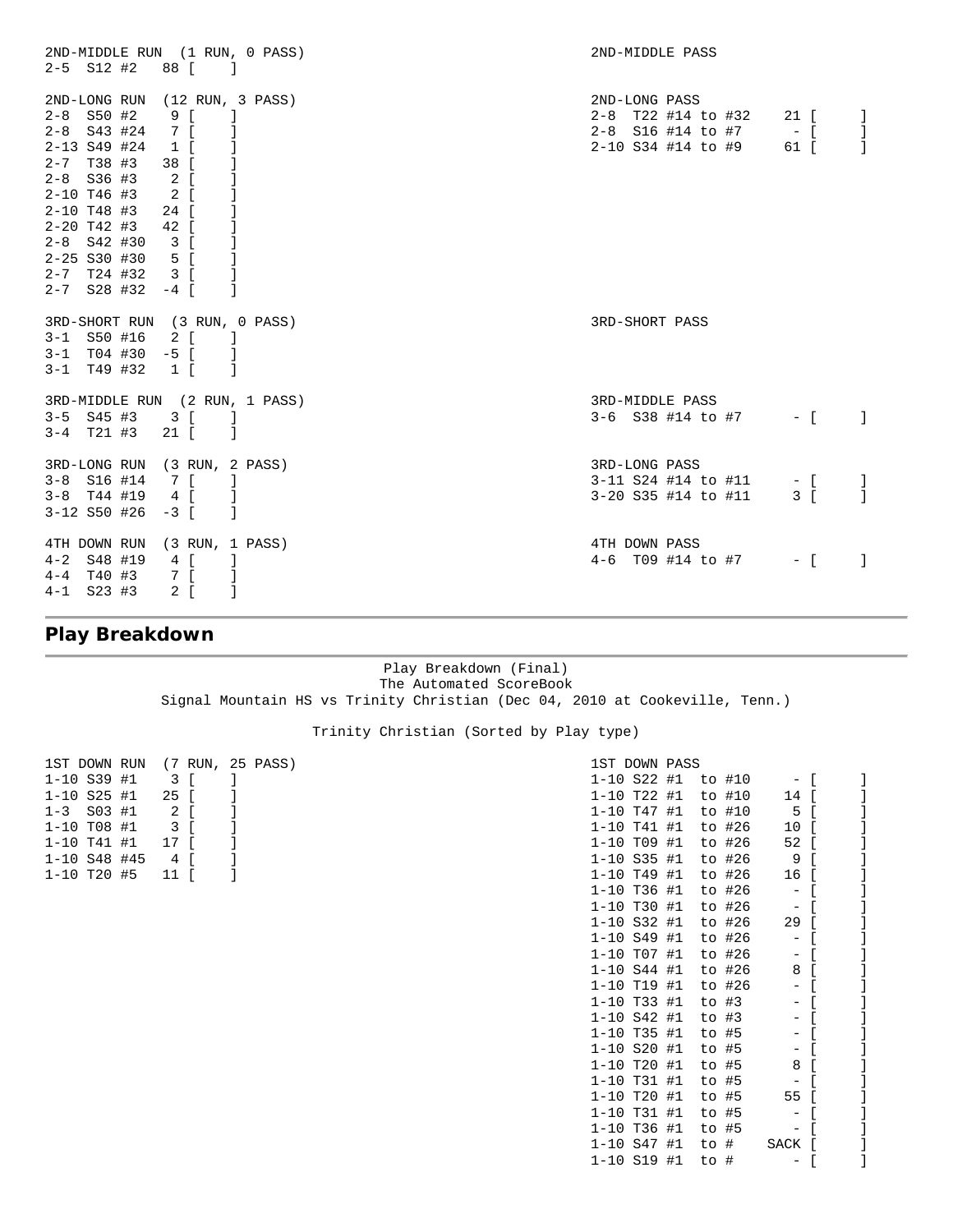```
2ND-MIDDLE RUN  (1 RUN, 0 PASS)                          2ND-MIDDLE PASS
2-5  S12 #2   88 [    ]

2ND-LONG RUN  (12 RUN, 3 PASS)                           2ND-LONG PASS
2-8  S50 #2    9 [    ]                                  2-8  T22 #14 to #32    21 [      ]
2-8  S43 #24   7 [    ]                                  2-8  S16 #14 to #7      - [      ]
2-13 S49 #24   1 [    ]                                  2-10 S34 #14 to #9     61 [      ]
2-7  T38 #3   38 [    ]
2-8  S36 #3    2 [    ]
2-10 T46 #3    2 [    ]
2-10 T48 #3   24 [    ]
2-20 T42 #3   42 [    ]
2-8  S42 #30   3 [    ]
2-25 S30 #30   5 [    ]
2-7  T24 #32   3 [    ]
2-7  S28 #32  -4 [    ]

3RD-SHORT RUN  (3 RUN, 0 PASS)                           3RD-SHORT PASS
3-1  S50 #16   2 [    ]
3-1  T04 #30  -5 [    ]
3-1  T49 #32   1 [    ]

3RD-MIDDLE RUN  (2 RUN, 1 PASS)                          3RD-MIDDLE PASS
3-5  S45 #3    3 [    ]                                  3-6  S38 #14 to #7      - [      ]
3-4  T21 #3   21 [    ]

3RD-LONG RUN  (3 RUN, 2 PASS)                            3RD-LONG PASS
3-8  S16 #14   7 [    ]                                  3-11 S24 #14 to #11     - [      ]
3-8  T44 #19   4 [    ]                                  3-20 S35 #14 to #11     3 [      ]
3-12 S50 #26  -3 [    ]

4TH DOWN RUN  (3 RUN, 1 PASS)                            4TH DOWN PASS
4-2  S48 #19   4 [    ]                                  4-6  T09 #14 to #7      - [      ]
4-4  T40 #3    7 [    ]
4-1  S23 #3    2 [    ]
```

## Play Breakdown

```
                              Play Breakdown (Final)
                             The Automated ScoreBook
         Signal Mountain HS vs Trinity Christian (Dec 04, 2010 at Cookeville, Tenn.)

                          Trinity Christian (Sorted by Play type)

1ST DOWN RUN  (7 RUN, 25 PASS)                           1ST DOWN PASS
1-10 S39 #1    3 [    ]                                  1-10 S22 #1  to #10     - [      ]
1-10 S25 #1   25 [    ]                                  1-10 T22 #1  to #10    14 [      ]
1-3  S03 #1    2 [    ]                                  1-10 T47 #1  to #10     5 [      ]
1-10 T08 #1    3 [    ]                                  1-10 T41 #1  to #26    10 [      ]
1-10 T41 #1   17 [    ]                                  1-10 T09 #1  to #26    52 [      ]
1-10 S48 #45   4 [    ]                                  1-10 S35 #1  to #26     9 [      ]
1-10 T20 #5   11 [    ]                                  1-10 T49 #1  to #26    16 [      ]
                                                         1-10 T36 #1  to #26     - [      ]
                                                         1-10 T30 #1  to #26     - [      ]
                                                         1-10 S32 #1  to #26    29 [      ]
                                                         1-10 S49 #1  to #26     - [      ]
                                                         1-10 T07 #1  to #26     - [      ]
                                                         1-10 S44 #1  to #26     8 [      ]
                                                         1-10 T19 #1  to #26     - [      ]
                                                         1-10 T33 #1  to #3      - [      ]
                                                         1-10 S42 #1  to #3      - [      ]
                                                         1-10 T35 #1  to #5      - [      ]
                                                         1-10 S20 #1  to #5      - [      ]
                                                         1-10 T20 #1  to #5      8 [      ]
                                                         1-10 T31 #1  to #5      - [      ]
                                                         1-10 T20 #1  to #5     55 [      ]
                                                         1-10 T31 #1  to #5      - [      ]
                                                         1-10 T36 #1  to #5      - [      ]
                                                         1-10 S47 #1  to #    SACK [      ]
                                                         1-10 S19 #1  to #       - [      ]
```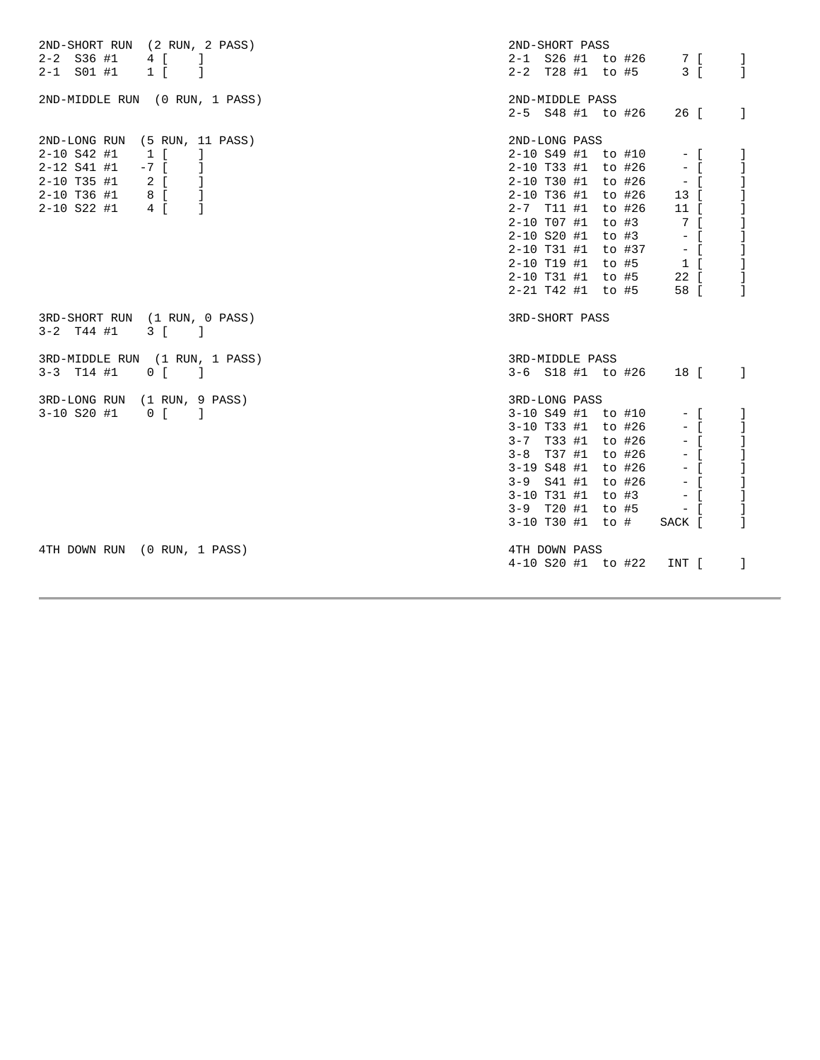2ND-SHORT RUN (2 RUN, 2 PASS)

```
2-2  S36 #1    4 [    ]
2-1  S01 #1    1 [    ]
```

2ND-SHORT PASS

```
2-1  S26 #1  to #26     7 [     ]
2-2  T28 #1  to #5      3 [     ]
```

2ND-MIDDLE RUN (0 RUN, 1 PASS)

2ND-MIDDLE PASS

```
2-5  S48 #1  to #26    26 [     ]
```

2ND-LONG RUN (5 RUN, 11 PASS)

```
2-10 S42 #1    1 [    ]
2-12 S41 #1   -7 [    ]
2-10 T35 #1    2 [    ]
2-10 T36 #1    8 [    ]
2-10 S22 #1    4 [    ]
```

2ND-LONG PASS

```
2-10 S49 #1  to #10     - [     ]
2-10 T33 #1  to #26     - [     ]
2-10 T30 #1  to #26     - [     ]
2-10 T36 #1  to #26    13 [     ]
2-7  T11 #1  to #26    11 [     ]
2-10 T07 #1  to #3      7 [     ]
2-10 S20 #1  to #3      - [     ]
2-10 T31 #1  to #37     - [     ]
2-10 T19 #1  to #5      1 [     ]
2-10 T31 #1  to #5     22 [     ]
2-21 T42 #1  to #5     58 [     ]
```

3RD-SHORT RUN (1 RUN, 0 PASS)

```
3-2  T44 #1    3 [    ]
```

3RD-SHORT PASS

3RD-MIDDLE RUN (1 RUN, 1 PASS)

```
3-3  T14 #1    0 [    ]
```

3RD-MIDDLE PASS

```
3-6  S18 #1  to #26    18 [     ]
```

3RD-LONG RUN (1 RUN, 9 PASS)

```
3-10 S20 #1    0 [    ]
```

3RD-LONG PASS

```
3-10 S49 #1  to #10     - [     ]
3-10 T33 #1  to #26     - [     ]
3-7  T33 #1  to #26     - [     ]
3-8  T37 #1  to #26     - [     ]
3-19 S48 #1  to #26     - [     ]
3-9  S41 #1  to #26     - [     ]
3-10 T31 #1  to #3      - [     ]
3-9  T20 #1  to #5      - [     ]
3-10 T30 #1  to #    SACK [     ]
```

4TH DOWN RUN (0 RUN, 1 PASS)

4TH DOWN PASS

```
4-10 S20 #1  to #22   INT [     ]
```